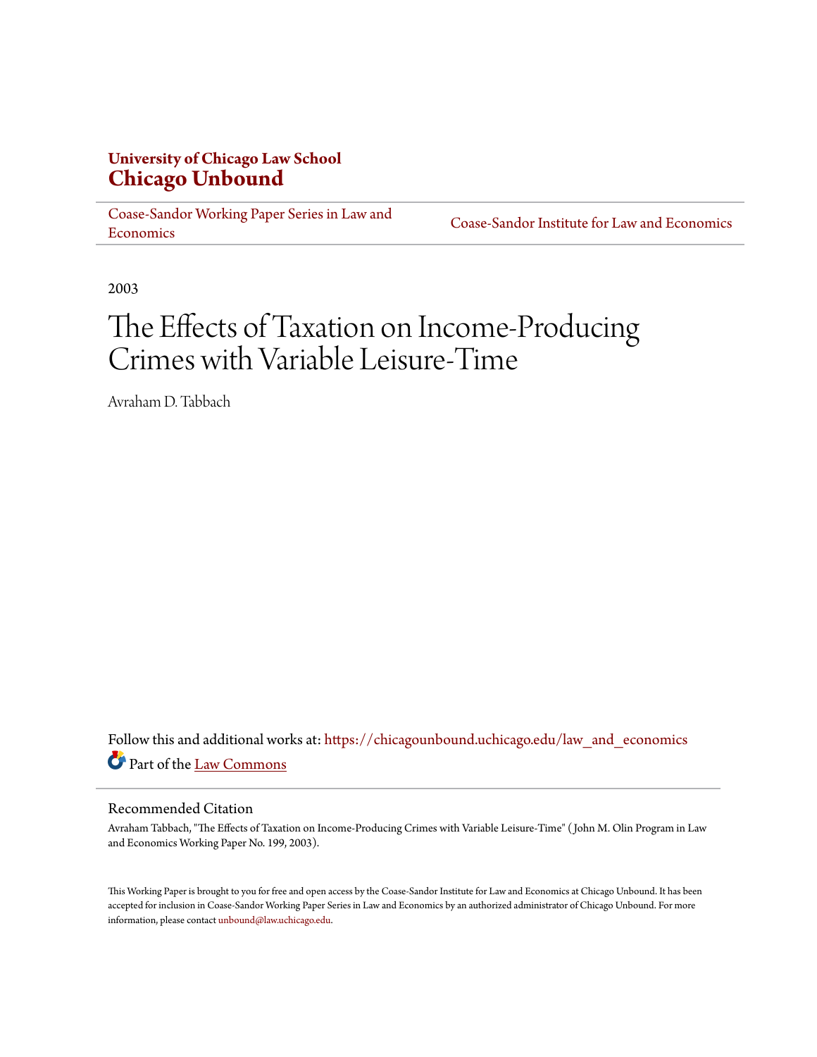**University of Chicago Law School**
**Chicago Unbound**

Coase-Sandor Working Paper Series in Law and Economics | Coase-Sandor Institute for Law and Economics

2003

# The Effects of Taxation on Income-Producing Crimes with Variable Leisure-Time

Avraham D. Tabbach

Follow this and additional works at: https://chicagounbound.uchicago.edu/law_and_economics

Part of the Law Commons

## Recommended Citation

Avraham Tabbach, "The Effects of Taxation on Income-Producing Crimes with Variable Leisure-Time" ( John M. Olin Program in Law and Economics Working Paper No. 199, 2003).

This Working Paper is brought to you for free and open access by the Coase-Sandor Institute for Law and Economics at Chicago Unbound. It has been accepted for inclusion in Coase-Sandor Working Paper Series in Law and Economics by an authorized administrator of Chicago Unbound. For more information, please contact unbound@law.uchicago.edu.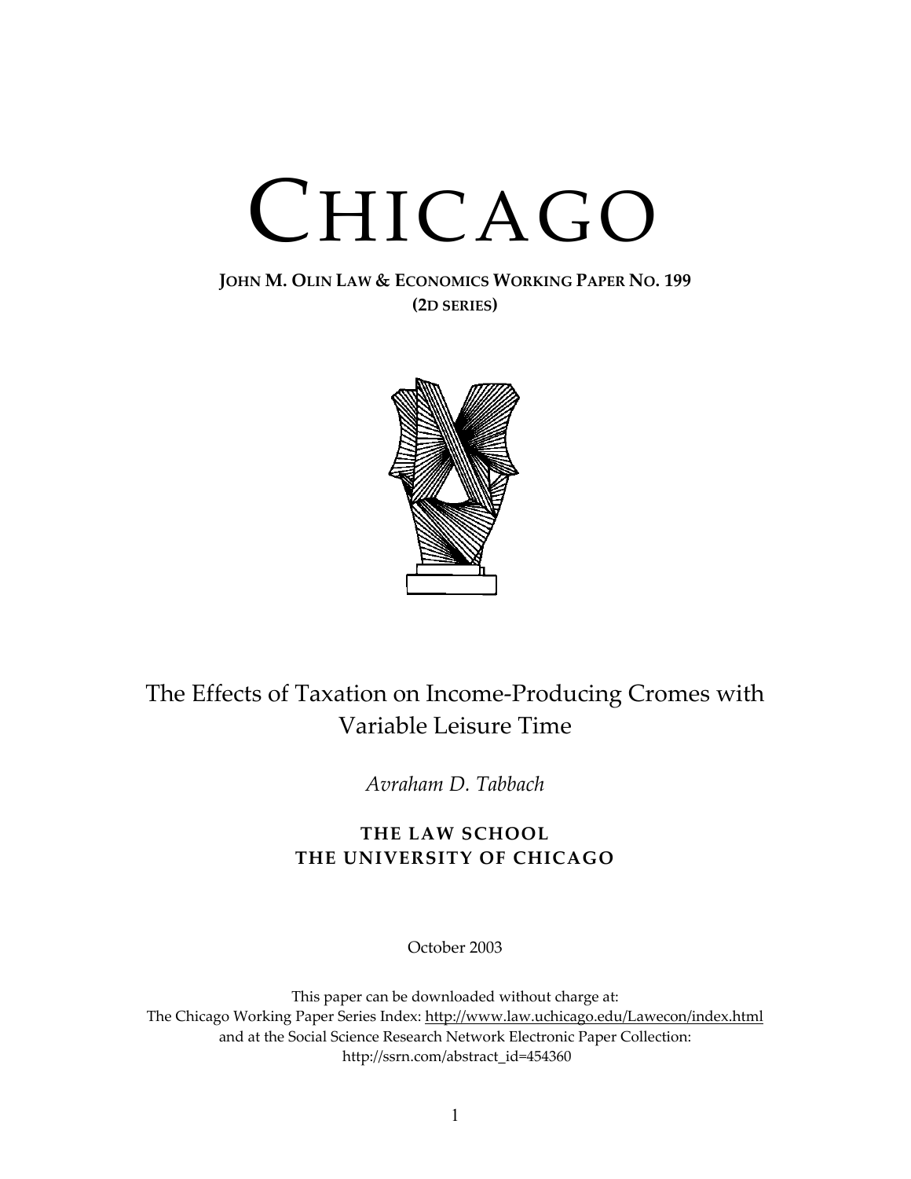# CHICAGO

**JOHN M. OLIN LAW & ECONOMICS WORKING PAPER NO. 199**
**(2D SERIES)**

## The Effects of Taxation on Income-Producing Cromes with Variable Leisure Time

*Avraham D. Tabbach*

**THE LAW SCHOOL**
**THE UNIVERSITY OF CHICAGO**

October 2003

This paper can be downloaded without charge at:
The Chicago Working Paper Series Index: http://www.law.uchicago.edu/Lawecon/index.html
and at the Social Science Research Network Electronic Paper Collection:
http://ssrn.com/abstract_id=454360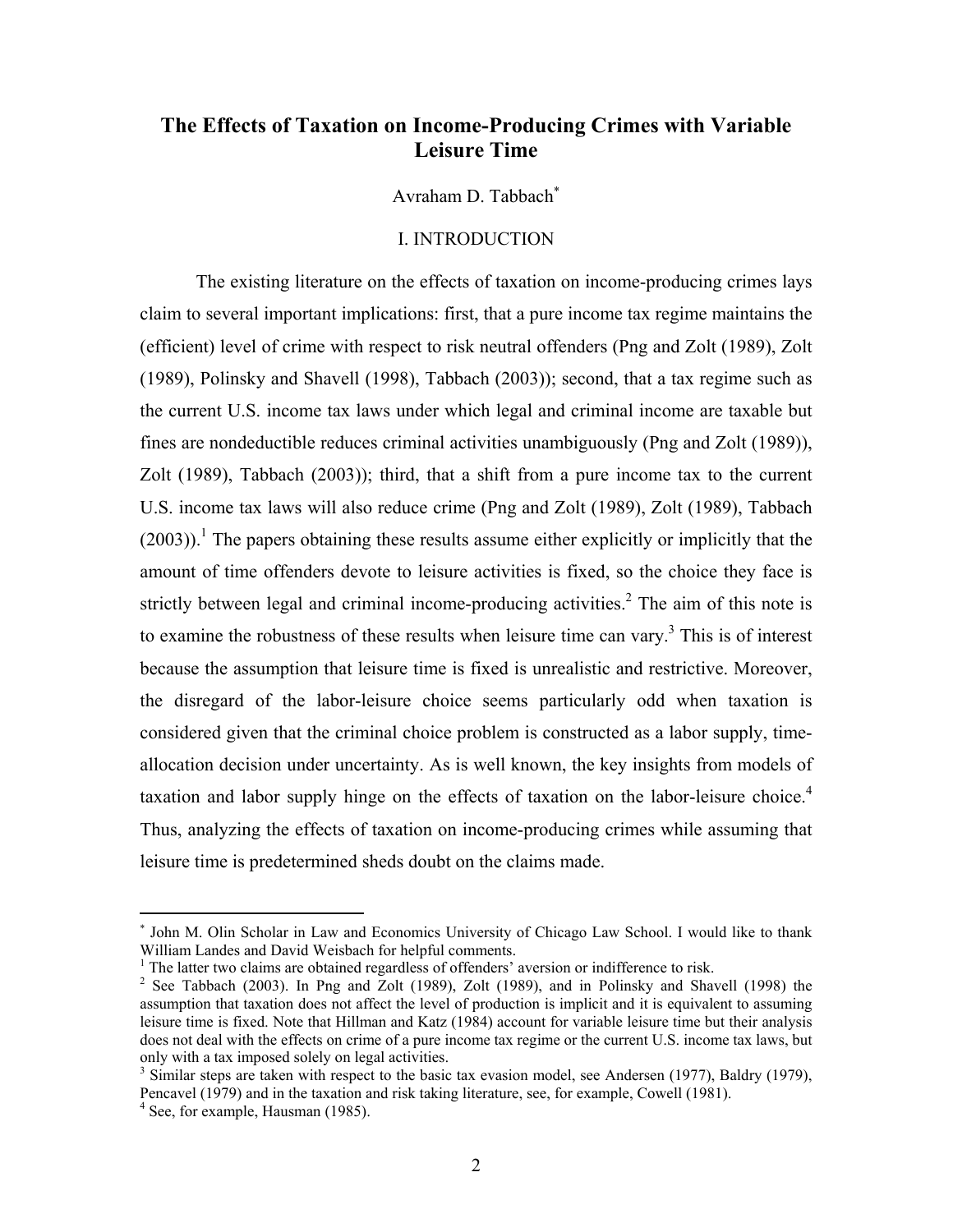# The Effects of Taxation on Income-Producing Crimes with Variable Leisure Time

Avraham D. Tabbach[*]

## I. INTRODUCTION

The existing literature on the effects of taxation on income-producing crimes lays claim to several important implications: first, that a pure income tax regime maintains the (efficient) level of crime with respect to risk neutral offenders (Png and Zolt (1989), Zolt (1989), Polinsky and Shavell (1998), Tabbach (2003)); second, that a tax regime such as the current U.S. income tax laws under which legal and criminal income are taxable but fines are nondeductible reduces criminal activities unambiguously (Png and Zolt (1989)), Zolt (1989), Tabbach (2003)); third, that a shift from a pure income tax to the current U.S. income tax laws will also reduce crime (Png and Zolt (1989), Zolt (1989), Tabbach (2003)).[1] The papers obtaining these results assume either explicitly or implicitly that the amount of time offenders devote to leisure activities is fixed, so the choice they face is strictly between legal and criminal income-producing activities.[2] The aim of this note is to examine the robustness of these results when leisure time can vary.[3] This is of interest because the assumption that leisure time is fixed is unrealistic and restrictive. Moreover, the disregard of the labor-leisure choice seems particularly odd when taxation is considered given that the criminal choice problem is constructed as a labor supply, time-allocation decision under uncertainty. As is well known, the key insights from models of taxation and labor supply hinge on the effects of taxation on the labor-leisure choice.[4] Thus, analyzing the effects of taxation on income-producing crimes while assuming that leisure time is predetermined sheds doubt on the claims made.

---

[*] John M. Olin Scholar in Law and Economics University of Chicago Law School. I would like to thank William Landes and David Weisbach for helpful comments.

[1] The latter two claims are obtained regardless of offenders' aversion or indifference to risk.

[2] See Tabbach (2003). In Png and Zolt (1989), Zolt (1989), and in Polinsky and Shavell (1998) the assumption that taxation does not affect the level of production is implicit and it is equivalent to assuming leisure time is fixed. Note that Hillman and Katz (1984) account for variable leisure time but their analysis does not deal with the effects on crime of a pure income tax regime or the current U.S. income tax laws, but only with a tax imposed solely on legal activities.

[3] Similar steps are taken with respect to the basic tax evasion model, see Andersen (1977), Baldry (1979), Pencavel (1979) and in the taxation and risk taking literature, see, for example, Cowell (1981).

[4] See, for example, Hausman (1985).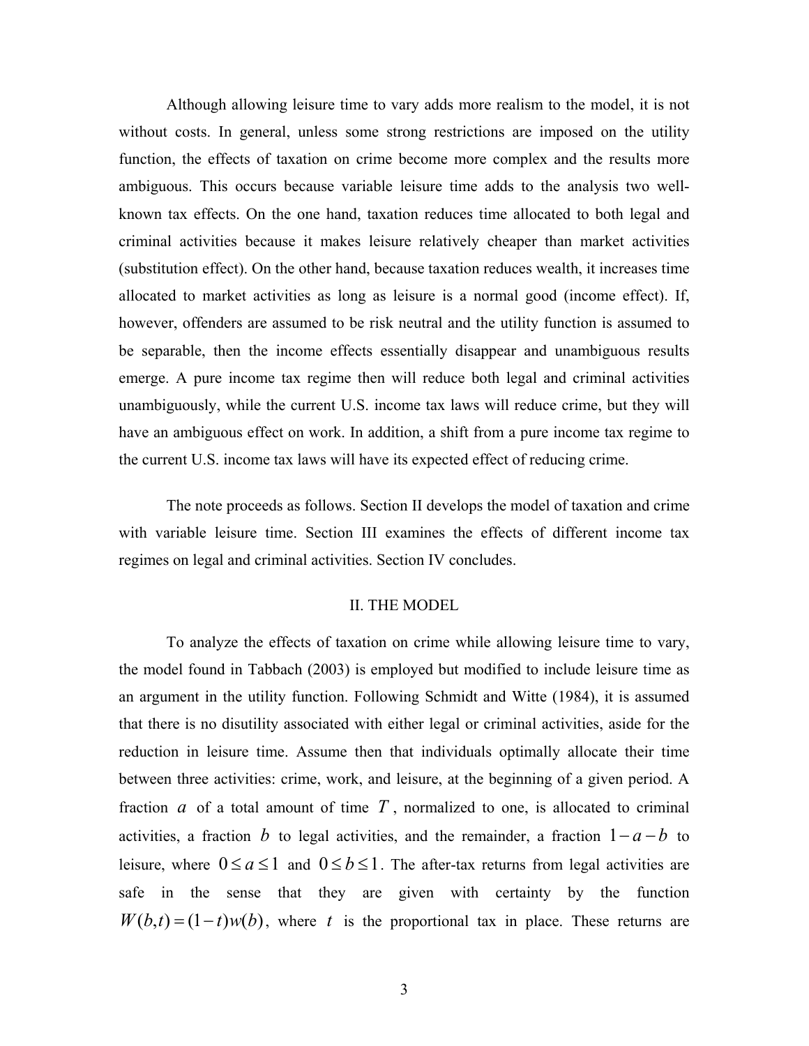Although allowing leisure time to vary adds more realism to the model, it is not without costs. In general, unless some strong restrictions are imposed on the utility function, the effects of taxation on crime become more complex and the results more ambiguous. This occurs because variable leisure time adds to the analysis two well-known tax effects. On the one hand, taxation reduces time allocated to both legal and criminal activities because it makes leisure relatively cheaper than market activities (substitution effect). On the other hand, because taxation reduces wealth, it increases time allocated to market activities as long as leisure is a normal good (income effect). If, however, offenders are assumed to be risk neutral and the utility function is assumed to be separable, then the income effects essentially disappear and unambiguous results emerge. A pure income tax regime then will reduce both legal and criminal activities unambiguously, while the current U.S. income tax laws will reduce crime, but they will have an ambiguous effect on work. In addition, a shift from a pure income tax regime to the current U.S. income tax laws will have its expected effect of reducing crime.

The note proceeds as follows. Section II develops the model of taxation and crime with variable leisure time. Section III examines the effects of different income tax regimes on legal and criminal activities. Section IV concludes.

## II. THE MODEL

To analyze the effects of taxation on crime while allowing leisure time to vary, the model found in Tabbach (2003) is employed but modified to include leisure time as an argument in the utility function. Following Schmidt and Witte (1984), it is assumed that there is no disutility associated with either legal or criminal activities, aside for the reduction in leisure time. Assume then that individuals optimally allocate their time between three activities: crime, work, and leisure, at the beginning of a given period. A fraction $a$ of a total amount of time $T$, normalized to one, is allocated to criminal activities, a fraction $b$ to legal activities, and the remainder, a fraction $1-a-b$ to leisure, where $0 \leq a \leq 1$ and $0 \leq b \leq 1$. The after-tax returns from legal activities are safe in the sense that they are given with certainty by the function $W(b,t) = (1-t)w(b)$, where $t$ is the proportional tax in place. These returns are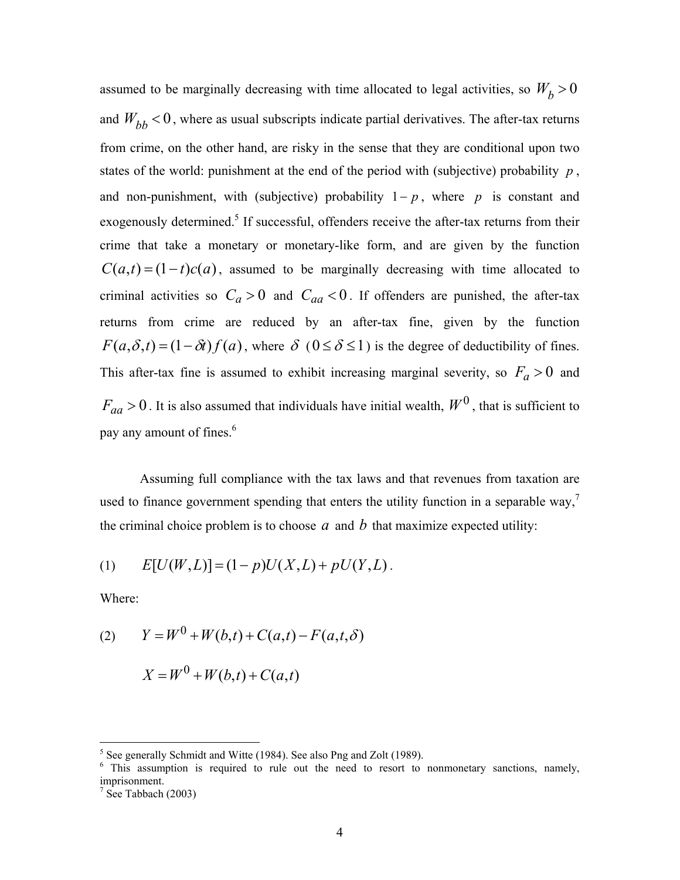assumed to be marginally decreasing with time allocated to legal activities, so $W_b > 0$ and $W_{bb} < 0$, where as usual subscripts indicate partial derivatives. The after-tax returns from crime, on the other hand, are risky in the sense that they are conditional upon two states of the world: punishment at the end of the period with (subjective) probability $p$, and non-punishment, with (subjective) probability $1-p$, where $p$ is constant and exogenously determined.[5] If successful, offenders receive the after-tax returns from their crime that take a monetary or monetary-like form, and are given by the function $C(a,t) = (1-t)c(a)$, assumed to be marginally decreasing with time allocated to criminal activities so $C_a > 0$ and $C_{aa} < 0$. If offenders are punished, the after-tax returns from crime are reduced by an after-tax fine, given by the function $F(a,\delta,t) = (1-\delta t)f(a)$, where $\delta$ ($0 \le \delta \le 1$) is the degree of deductibility of fines. This after-tax fine is assumed to exhibit increasing marginal severity, so $F_a > 0$ and $F_{aa} > 0$. It is also assumed that individuals have initial wealth, $W^0$, that is sufficient to pay any amount of fines.[6]

Assuming full compliance with the tax laws and that revenues from taxation are used to finance government spending that enters the utility function in a separable way,[7] the criminal choice problem is to choose $a$ and $b$ that maximize expected utility:

$$(1) \qquad E[U(W,L)] = (1-p)U(X,L) + pU(Y,L).$$

Where:

$$(2) \qquad Y = W^0 + W(b,t) + C(a,t) - F(a,t,\delta)$$

$$X = W^0 + W(b,t) + C(a,t)$$

---

[5] See generally Schmidt and Witte (1984). See also Png and Zolt (1989).

[6] This assumption is required to rule out the need to resort to nonmonetary sanctions, namely, imprisonment.

[7] See Tabbach (2003)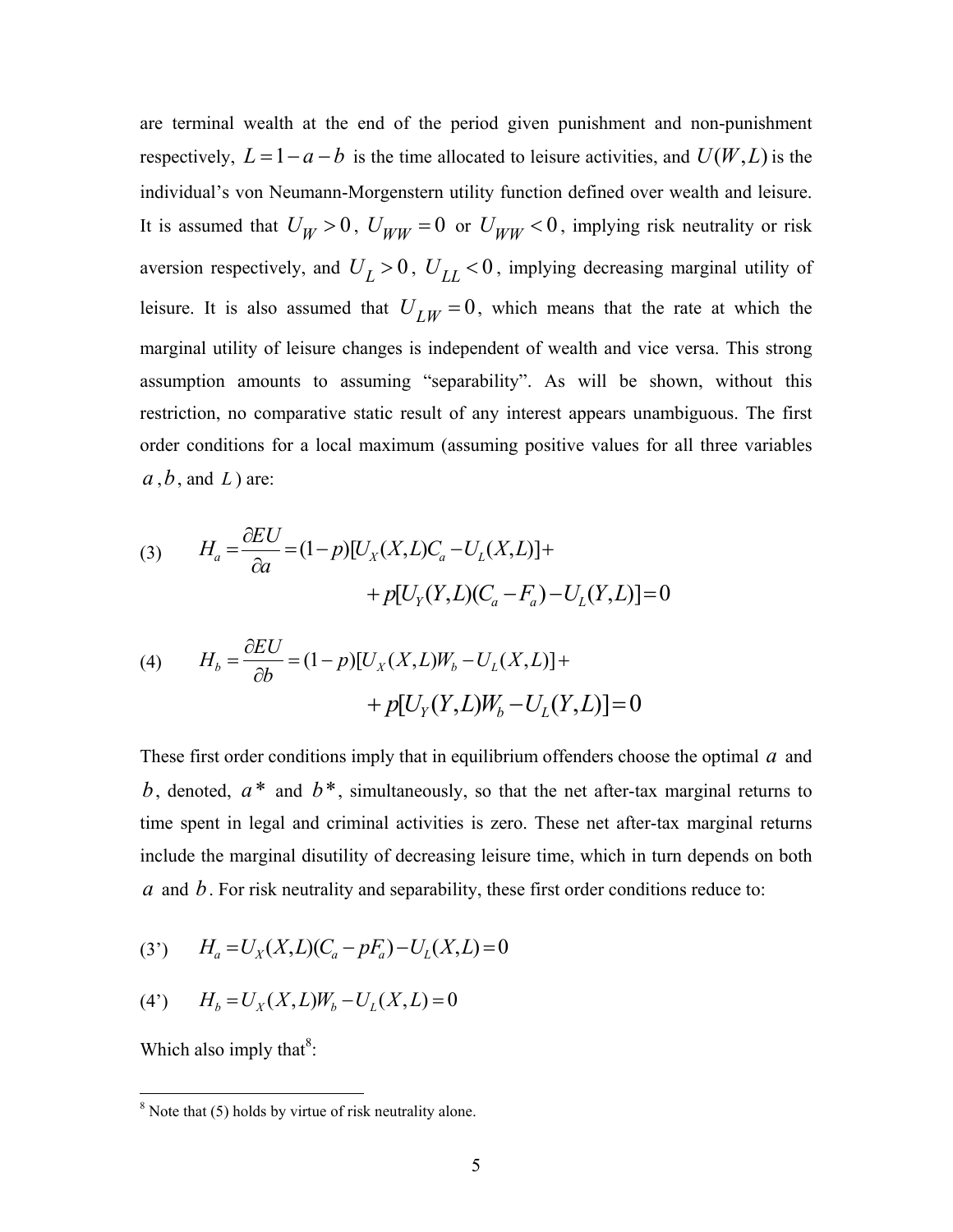are terminal wealth at the end of the period given punishment and non-punishment respectively, $L = 1 - a - b$ is the time allocated to leisure activities, and $U(W, L)$ is the individual's von Neumann-Morgenstern utility function defined over wealth and leisure. It is assumed that $U_W > 0$, $U_{WW} = 0$ or $U_{WW} < 0$, implying risk neutrality or risk aversion respectively, and $U_L > 0$, $U_{LL} < 0$, implying decreasing marginal utility of leisure. It is also assumed that $U_{LW} = 0$, which means that the rate at which the marginal utility of leisure changes is independent of wealth and vice versa. This strong assumption amounts to assuming "separability". As will be shown, without this restriction, no comparative static result of any interest appears unambiguous. The first order conditions for a local maximum (assuming positive values for all three variables $a$, $b$, and $L$) are:

$$
(3) \qquad H_a = \frac{\partial EU}{\partial a} = (1-p)[U_X(X,L)C_a - U_L(X,L)] + \\
+ p[U_Y(Y,L)(C_a - F_a) - U_L(Y,L)] = 0
$$

$$
(4) \qquad H_b = \frac{\partial EU}{\partial b} = (1-p)[U_X(X,L)W_b - U_L(X,L)] + \\
+ p[U_Y(Y,L)W_b - U_L(Y,L)] = 0
$$

These first order conditions imply that in equilibrium offenders choose the optimal $a$ and $b$, denoted, $a^*$ and $b^*$, simultaneously, so that the net after-tax marginal returns to time spent in legal and criminal activities is zero. These net after-tax marginal returns include the marginal disutility of decreasing leisure time, which in turn depends on both $a$ and $b$. For risk neutrality and separability, these first order conditions reduce to:

$$
(3') \qquad H_a = U_X(X,L)(C_a - pF_a) - U_L(X,L) = 0
$$

$$
(4') \qquad H_b = U_X(X,L)W_b - U_L(X,L) = 0
$$

Which also imply that[8]:

[8] Note that (5) holds by virtue of risk neutrality alone.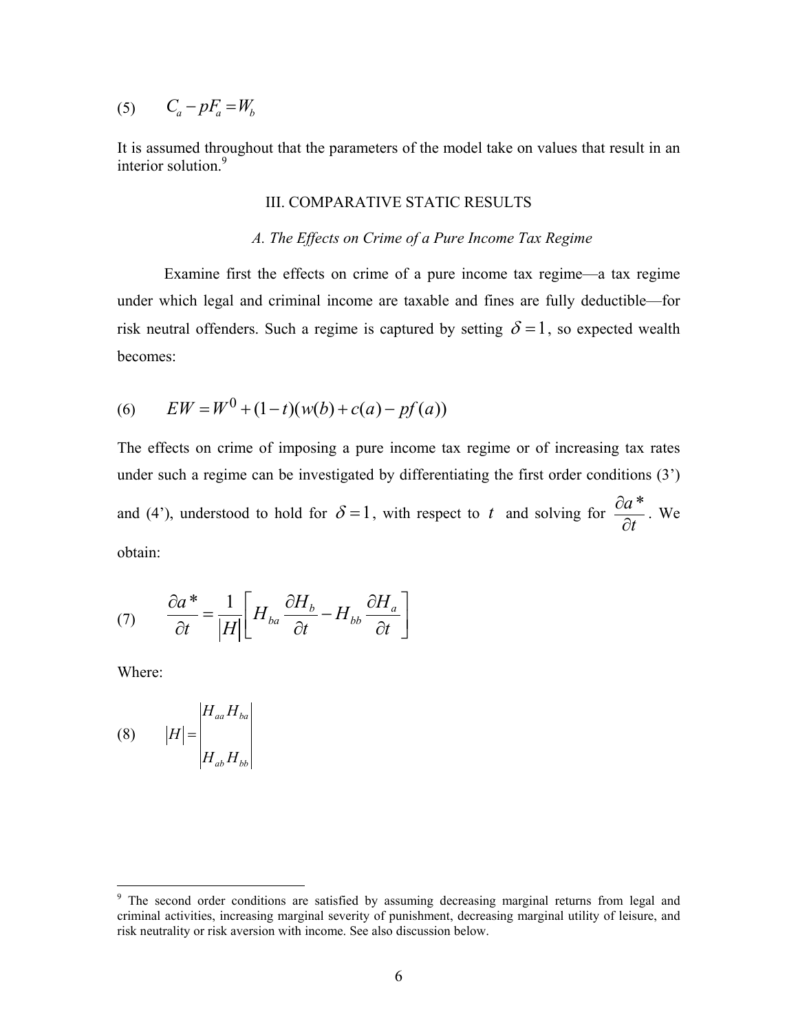$$(5) \qquad C_a - pF_a = W_b$$

It is assumed throughout that the parameters of the model take on values that result in an interior solution.[9]

## III. COMPARATIVE STATIC RESULTS

### *A. The Effects on Crime of a Pure Income Tax Regime*

Examine first the effects on crime of a pure income tax regime—a tax regime under which legal and criminal income are taxable and fines are fully deductible—for risk neutral offenders. Such a regime is captured by setting $\delta = 1$, so expected wealth becomes:

$$(6) \qquad EW = W^0 + (1-t)(w(b) + c(a) - pf(a))$$

The effects on crime of imposing a pure income tax regime or of increasing tax rates under such a regime can be investigated by differentiating the first order conditions (3') and (4'), understood to hold for $\delta = 1$, with respect to $t$ and solving for $\frac{\partial a^*}{\partial t}$. We obtain:

$$(7) \qquad \frac{\partial a^*}{\partial t} = \frac{1}{|H|}\left[ H_{ba}\frac{\partial H_b}{\partial t} - H_{bb}\frac{\partial H_a}{\partial t} \right]$$

Where:

$$(8) \qquad |H| = \begin{vmatrix} H_{aa} H_{ba} \\ H_{ab} H_{bb} \end{vmatrix}$$

[9] The second order conditions are satisfied by assuming decreasing marginal returns from legal and criminal activities, increasing marginal severity of punishment, decreasing marginal utility of leisure, and risk neutrality or risk aversion with income. See also discussion below.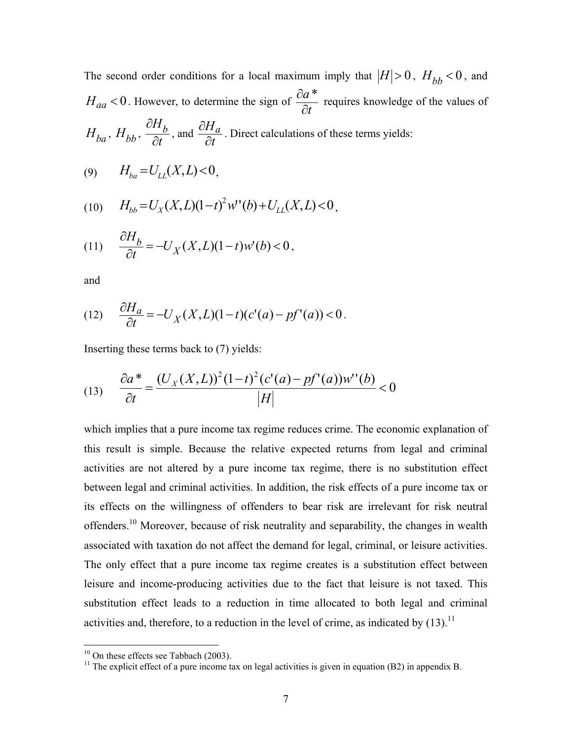The second order conditions for a local maximum imply that $|H| > 0$, $H_{bb} < 0$, and $H_{aa} < 0$. However, to determine the sign of $\frac{\partial a^*}{\partial t}$ requires knowledge of the values of $H_{ba}$, $H_{bb}$, $\frac{\partial H_b}{\partial t}$, and $\frac{\partial H_a}{\partial t}$. Direct calculations of these terms yields:

$$\text{(9)} \qquad H_{ba} = U_{LL}(X,L) < 0,$$

$$\text{(10)} \qquad H_{bb} = U_X(X,L)(1-t)^2 w''(b) + U_{LL}(X,L) < 0,$$

$$\text{(11)} \qquad \frac{\partial H_b}{\partial t} = -U_X(X,L)(1-t)w'(b) < 0,$$

and

$$\text{(12)} \qquad \frac{\partial H_a}{\partial t} = -U_X(X,L)(1-t)(c'(a) - pf'(a)) < 0.$$

Inserting these terms back to (7) yields:

$$\text{(13)} \qquad \frac{\partial a^*}{\partial t} = \frac{(U_X(X,L))^2(1-t)^2(c'(a) - pf'(a))w''(b)}{|H|} < 0$$

which implies that a pure income tax regime reduces crime. The economic explanation of this result is simple. Because the relative expected returns from legal and criminal activities are not altered by a pure income tax regime, there is no substitution effect between legal and criminal activities. In addition, the risk effects of a pure income tax or its effects on the willingness of offenders to bear risk are irrelevant for risk neutral offenders.[10] Moreover, because of risk neutrality and separability, the changes in wealth associated with taxation do not affect the demand for legal, criminal, or leisure activities. The only effect that a pure income tax regime creates is a substitution effect between leisure and income-producing activities due to the fact that leisure is not taxed. This substitution effect leads to a reduction in time allocated to both legal and criminal activities and, therefore, to a reduction in the level of crime, as indicated by (13).[11]

[10] On these effects see Tabbach (2003).

[11] The explicit effect of a pure income tax on legal activities is given in equation (B2) in appendix B.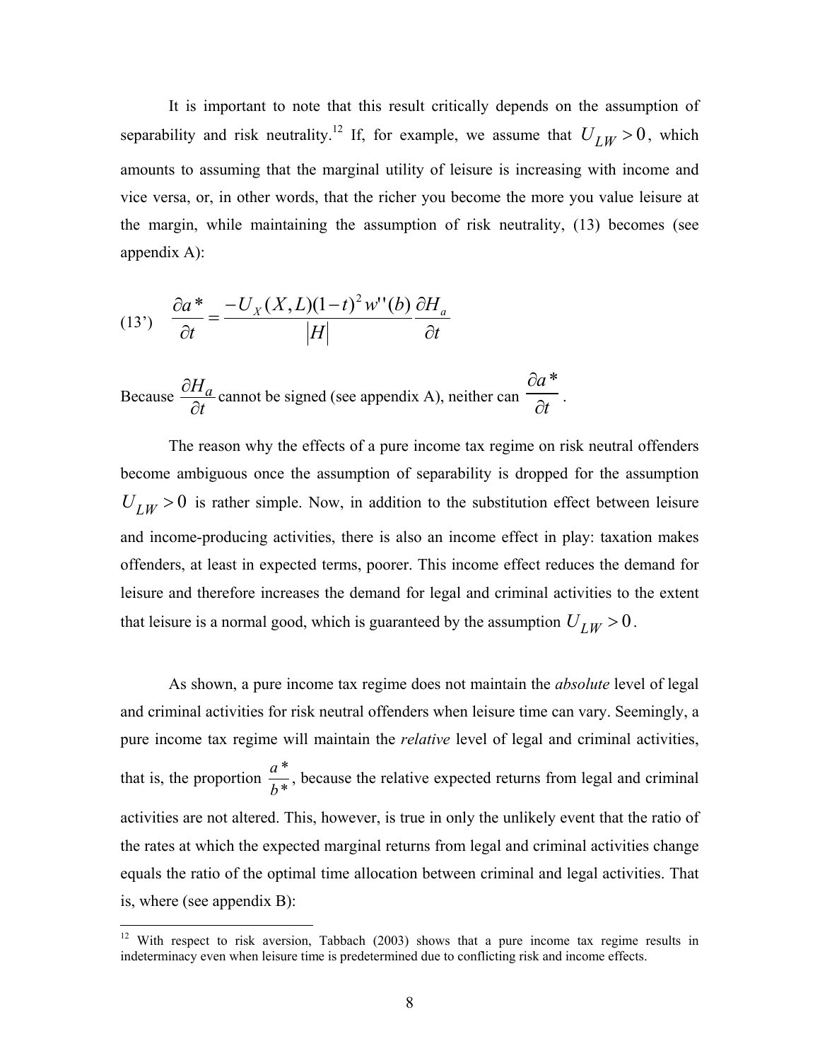It is important to note that this result critically depends on the assumption of separability and risk neutrality.[12] If, for example, we assume that $U_{LW} > 0$, which amounts to assuming that the marginal utility of leisure is increasing with income and vice versa, or, in other words, that the richer you become the more you value leisure at the margin, while maintaining the assumption of risk neutrality, (13) becomes (see appendix A):

$$\text{(13')} \quad \frac{\partial a^*}{\partial t} = \frac{-U_X(X,L)(1-t)^2 w''(b)}{|H|} \frac{\partial H_a}{\partial t}$$

Because $\frac{\partial H_a}{\partial t}$ cannot be signed (see appendix A), neither can $\frac{\partial a^*}{\partial t}$.

The reason why the effects of a pure income tax regime on risk neutral offenders become ambiguous once the assumption of separability is dropped for the assumption $U_{LW} > 0$ is rather simple. Now, in addition to the substitution effect between leisure and income-producing activities, there is also an income effect in play: taxation makes offenders, at least in expected terms, poorer. This income effect reduces the demand for leisure and therefore increases the demand for legal and criminal activities to the extent that leisure is a normal good, which is guaranteed by the assumption $U_{LW} > 0$.

As shown, a pure income tax regime does not maintain the *absolute* level of legal and criminal activities for risk neutral offenders when leisure time can vary. Seemingly, a pure income tax regime will maintain the *relative* level of legal and criminal activities, that is, the proportion $\frac{a^*}{b^*}$, because the relative expected returns from legal and criminal activities are not altered. This, however, is true in only the unlikely event that the ratio of the rates at which the expected marginal returns from legal and criminal activities change equals the ratio of the optimal time allocation between criminal and legal activities. That is, where (see appendix B):

[12] With respect to risk aversion, Tabbach (2003) shows that a pure income tax regime results in indeterminacy even when leisure time is predetermined due to conflicting risk and income effects.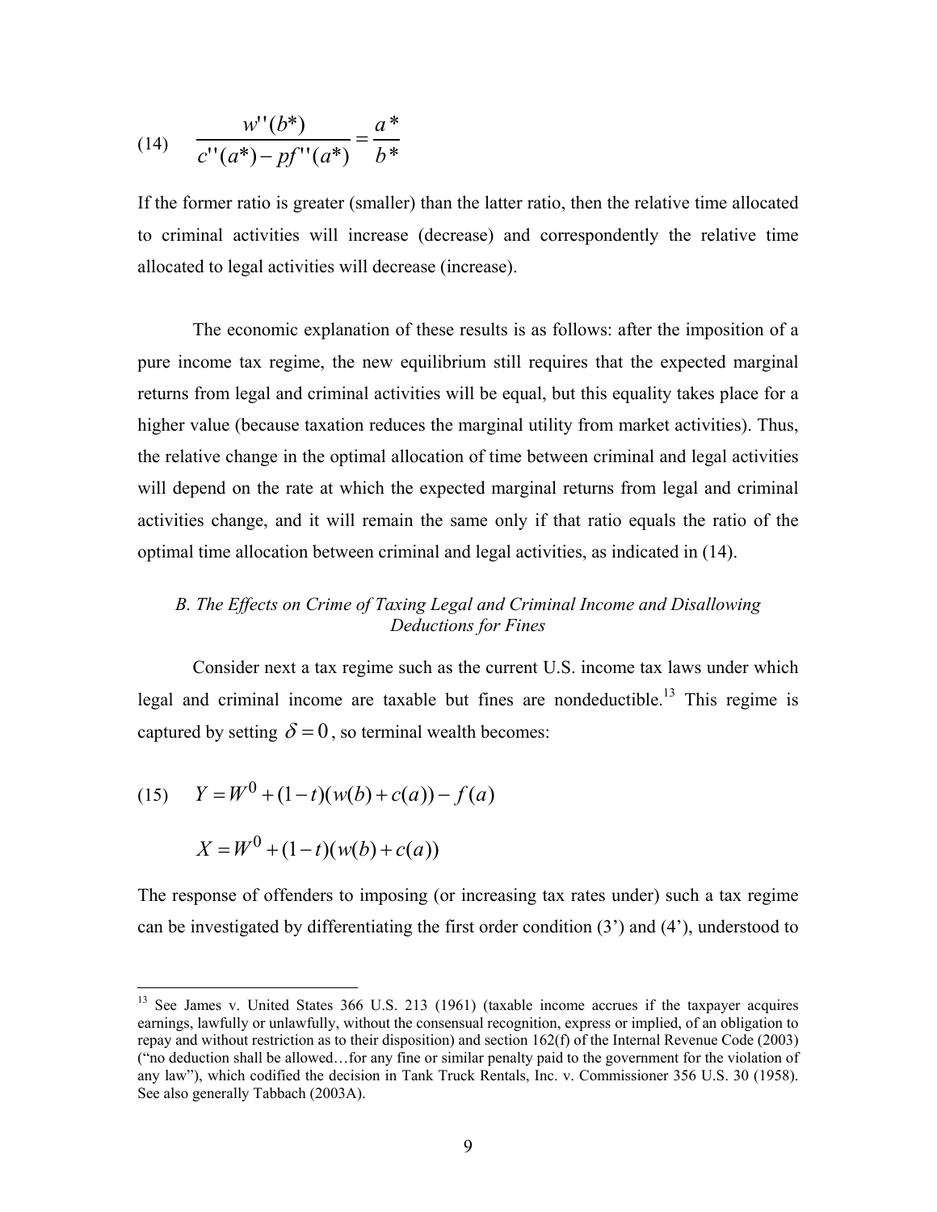$$\text{(14)} \qquad \frac{w''(b^*)}{c''(a^*) - pf''(a^*)} = \frac{a^*}{b^*}$$

If the former ratio is greater (smaller) than the latter ratio, then the relative time allocated to criminal activities will increase (decrease) and correspondently the relative time allocated to legal activities will decrease (increase).

The economic explanation of these results is as follows: after the imposition of a pure income tax regime, the new equilibrium still requires that the expected marginal returns from legal and criminal activities will be equal, but this equality takes place for a higher value (because taxation reduces the marginal utility from market activities). Thus, the relative change in the optimal allocation of time between criminal and legal activities will depend on the rate at which the expected marginal returns from legal and criminal activities change, and it will remain the same only if that ratio equals the ratio of the optimal time allocation between criminal and legal activities, as indicated in (14).

### *B. The Effects on Crime of Taxing Legal and Criminal Income and Disallowing Deductions for Fines*

Consider next a tax regime such as the current U.S. income tax laws under which legal and criminal income are taxable but fines are nondeductible.[13] This regime is captured by setting $\delta = 0$, so terminal wealth becomes:

$$\text{(15)} \qquad Y = W^0 + (1-t)(w(b) + c(a)) - f(a)$$

$$X = W^0 + (1-t)(w(b) + c(a))$$

The response of offenders to imposing (or increasing tax rates under) such a tax regime can be investigated by differentiating the first order condition (3') and (4'), understood to

---

[13] See James v. United States 366 U.S. 213 (1961) (taxable income accrues if the taxpayer acquires earnings, lawfully or unlawfully, without the consensual recognition, express or implied, of an obligation to repay and without restriction as to their disposition) and section 162(f) of the Internal Revenue Code (2003) ("no deduction shall be allowed…for any fine or similar penalty paid to the government for the violation of any law"), which codified the decision in Tank Truck Rentals, Inc. v. Commissioner 356 U.S. 30 (1958). See also generally Tabbach (2003A).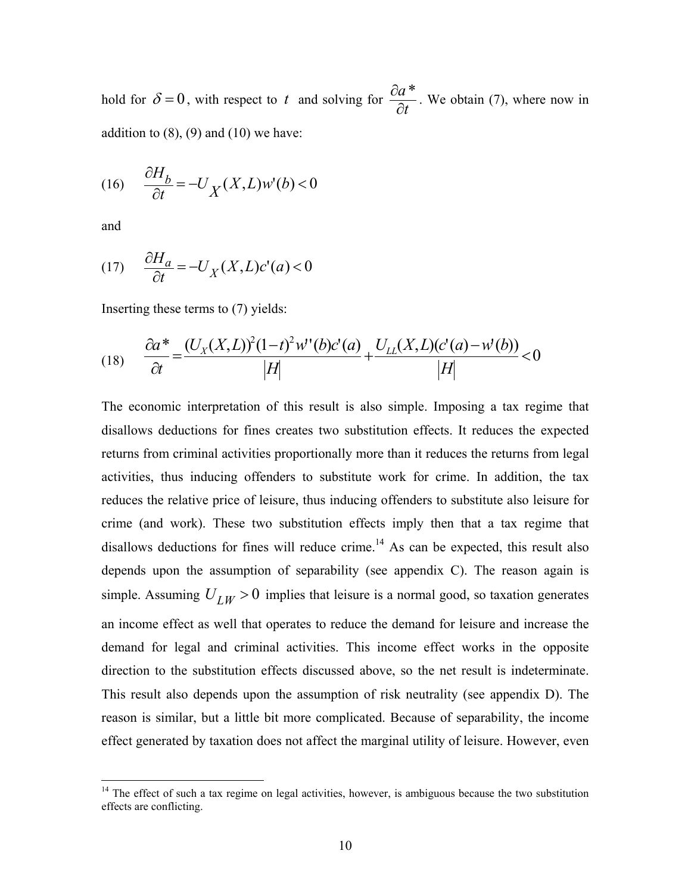hold for $\delta = 0$, with respect to $t$ and solving for $\frac{\partial a^*}{\partial t}$. We obtain (7), where now in addition to (8), (9) and (10) we have:

$$\text{(16)} \qquad \frac{\partial H_b}{\partial t} = -U_X(X,L)w'(b) < 0$$

and

$$\text{(17)} \qquad \frac{\partial H_a}{\partial t} = -U_X(X,L)c'(a) < 0$$

Inserting these terms to (7) yields:

$$\text{(18)} \qquad \frac{\partial a^*}{\partial t} = \frac{(U_X(X,L))^2(1-t)^2 w''(b)c'(a)}{|H|} + \frac{U_{LL}(X,L)(c'(a)-w'(b))}{|H|} < 0$$

The economic interpretation of this result is also simple. Imposing a tax regime that disallows deductions for fines creates two substitution effects. It reduces the expected returns from criminal activities proportionally more than it reduces the returns from legal activities, thus inducing offenders to substitute work for crime. In addition, the tax reduces the relative price of leisure, thus inducing offenders to substitute also leisure for crime (and work). These two substitution effects imply then that a tax regime that disallows deductions for fines will reduce crime.[14] As can be expected, this result also depends upon the assumption of separability (see appendix C). The reason again is simple. Assuming $U_{LW} > 0$ implies that leisure is a normal good, so taxation generates an income effect as well that operates to reduce the demand for leisure and increase the demand for legal and criminal activities. This income effect works in the opposite direction to the substitution effects discussed above, so the net result is indeterminate. This result also depends upon the assumption of risk neutrality (see appendix D). The reason is similar, but a little bit more complicated. Because of separability, the income effect generated by taxation does not affect the marginal utility of leisure. However, even

[14] The effect of such a tax regime on legal activities, however, is ambiguous because the two substitution effects are conflicting.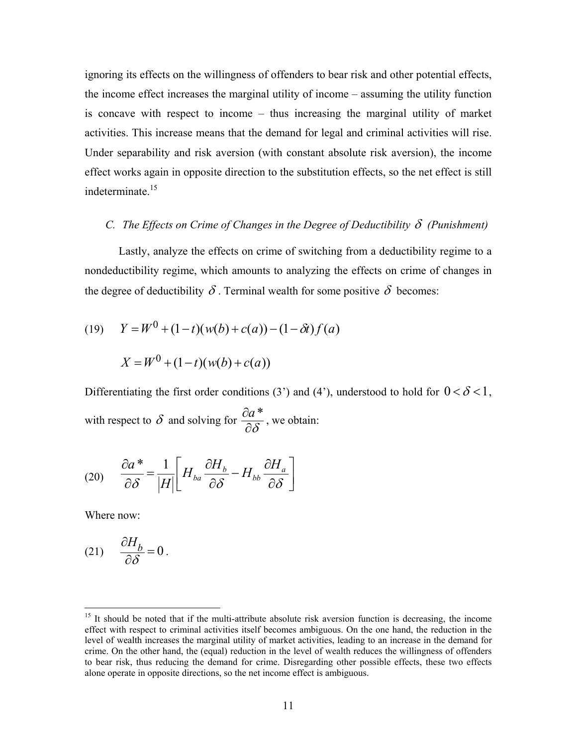ignoring its effects on the willingness of offenders to bear risk and other potential effects, the income effect increases the marginal utility of income – assuming the utility function is concave with respect to income – thus increasing the marginal utility of market activities. This increase means that the demand for legal and criminal activities will rise. Under separability and risk aversion (with constant absolute risk aversion), the income effect works again in opposite direction to the substitution effects, so the net effect is still indeterminate.[15]

### *C. The Effects on Crime of Changes in the Degree of Deductibility $\delta$ (Punishment)*

Lastly, analyze the effects on crime of switching from a deductibility regime to a nondeductibility regime, which amounts to analyzing the effects on crime of changes in the degree of deductibility $\delta$. Terminal wealth for some positive $\delta$ becomes:

$$(19) \qquad Y = W^0 + (1-t)(w(b)+c(a)) - (1-\delta t) f(a)$$

$$X = W^0 + (1-t)(w(b)+c(a))$$

Differentiating the first order conditions (3') and (4'), understood to hold for $0 < \delta < 1$, with respect to $\delta$ and solving for $\frac{\partial a^*}{\partial \delta}$, we obtain:

$$(20) \qquad \frac{\partial a^*}{\partial \delta} = \frac{1}{|H|}\left[ H_{ba}\frac{\partial H_b}{\partial \delta} - H_{bb}\frac{\partial H_a}{\partial \delta}\right]$$

Where now:

$$(21) \qquad \frac{\partial H_b}{\partial \delta} = 0 .$$

[15] It should be noted that if the multi-attribute absolute risk aversion function is decreasing, the income effect with respect to criminal activities itself becomes ambiguous. On the one hand, the reduction in the level of wealth increases the marginal utility of market activities, leading to an increase in the demand for crime. On the other hand, the (equal) reduction in the level of wealth reduces the willingness of offenders to bear risk, thus reducing the demand for crime. Disregarding other possible effects, these two effects alone operate in opposite directions, so the net income effect is ambiguous.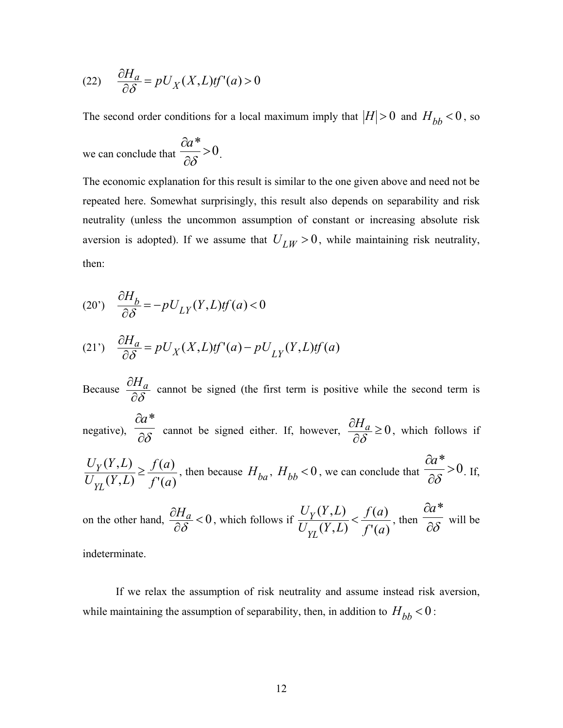(22) $$\frac{\partial H_a}{\partial \delta} = pU_X(X,L)tf'(a) > 0$$

The second order conditions for a local maximum imply that $|H| > 0$ and $H_{bb} < 0$, so we can conclude that $\frac{\partial a^*}{\partial \delta} > 0$.

The economic explanation for this result is similar to the one given above and need not be repeated here. Somewhat surprisingly, this result also depends on separability and risk neutrality (unless the uncommon assumption of constant or increasing absolute risk aversion is adopted). If we assume that $U_{LW} > 0$, while maintaining risk neutrality, then:

(20') $$\frac{\partial H_b}{\partial \delta} = -pU_{LY}(Y,L)tf(a) < 0$$

(21') $$\frac{\partial H_a}{\partial \delta} = pU_X(X,L)tf'(a) - pU_{LY}(Y,L)tf(a)$$

Because $\frac{\partial H_a}{\partial \delta}$ cannot be signed (the first term is positive while the second term is negative), $\frac{\partial a^*}{\partial \delta}$ cannot be signed either. If, however, $\frac{\partial H_a}{\partial \delta} \geq 0$, which follows if $\frac{U_Y(Y,L)}{U_{YL}(Y,L)} \geq \frac{f(a)}{f'(a)}$, then because $H_{ba}$, $H_{bb} < 0$, we can conclude that $\frac{\partial a^*}{\partial \delta} > 0$. If, on the other hand, $\frac{\partial H_a}{\partial \delta} < 0$, which follows if $\frac{U_Y(Y,L)}{U_{YL}(Y,L)} < \frac{f(a)}{f'(a)}$, then $\frac{\partial a^*}{\partial \delta}$ will be indeterminate.

If we relax the assumption of risk neutrality and assume instead risk aversion, while maintaining the assumption of separability, then, in addition to $H_{bb} < 0$: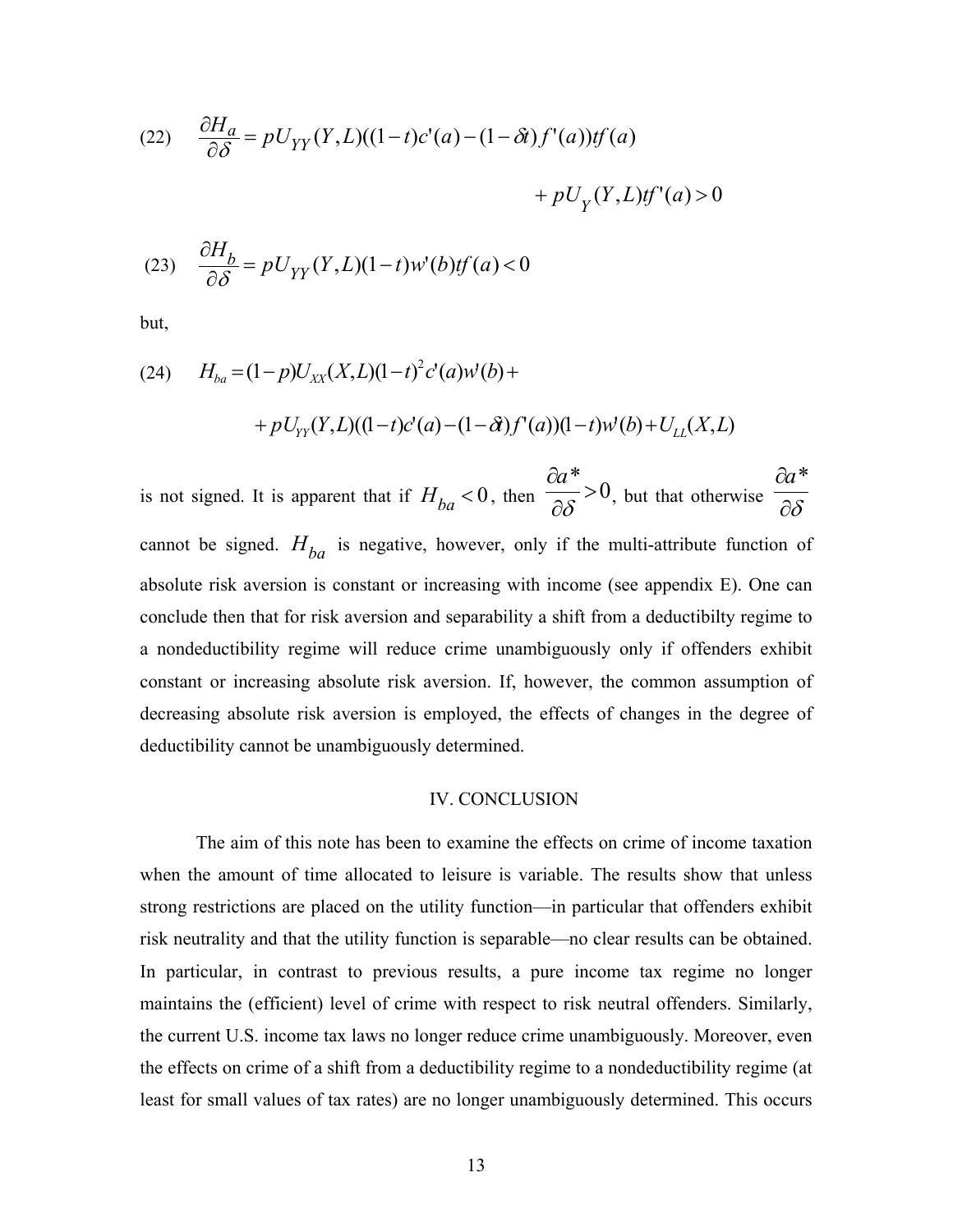$$(22) \quad \frac{\partial H_a}{\partial \delta} = pU_{YY}(Y,L)((1-t)c'(a) - (1-\delta t)f'(a))tf(a)$$

$$+ pU_Y(Y,L)tf'(a) > 0$$

$$(23) \quad \frac{\partial H_b}{\partial \delta} = pU_{YY}(Y,L)(1-t)w'(b)tf(a) < 0$$

but,

$$(24) \quad H_{ba} = (1-p)U_{XX}(X,L)(1-t)^2 c'(a)w'(b) +$$

$$+ pU_{YY}(Y,L)((1-t)c'(a) - (1-\delta t)f'(a))(1-t)w'(b) + U_{LL}(X,L)$$

is not signed. It is apparent that if $H_{ba} < 0$, then $\frac{\partial a^*}{\partial \delta} > 0$, but that otherwise $\frac{\partial a^*}{\partial \delta}$ cannot be signed. $H_{ba}$ is negative, however, only if the multi-attribute function of absolute risk aversion is constant or increasing with income (see appendix E). One can conclude then that for risk aversion and separability a shift from a deductibilty regime to a nondeductibility regime will reduce crime unambiguously only if offenders exhibit constant or increasing absolute risk aversion. If, however, the common assumption of decreasing absolute risk aversion is employed, the effects of changes in the degree of deductibility cannot be unambiguously determined.

## IV. CONCLUSION

The aim of this note has been to examine the effects on crime of income taxation when the amount of time allocated to leisure is variable. The results show that unless strong restrictions are placed on the utility function—in particular that offenders exhibit risk neutrality and that the utility function is separable—no clear results can be obtained. In particular, in contrast to previous results, a pure income tax regime no longer maintains the (efficient) level of crime with respect to risk neutral offenders. Similarly, the current U.S. income tax laws no longer reduce crime unambiguously. Moreover, even the effects on crime of a shift from a deductibility regime to a nondeductibility regime (at least for small values of tax rates) are no longer unambiguously determined. This occurs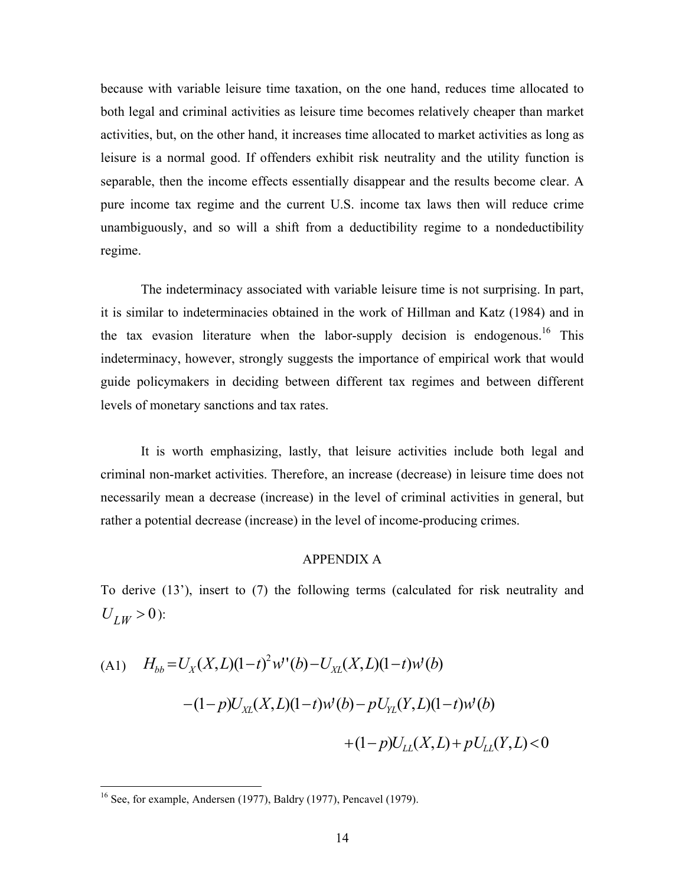because with variable leisure time taxation, on the one hand, reduces time allocated to both legal and criminal activities as leisure time becomes relatively cheaper than market activities, but, on the other hand, it increases time allocated to market activities as long as leisure is a normal good. If offenders exhibit risk neutrality and the utility function is separable, then the income effects essentially disappear and the results become clear. A pure income tax regime and the current U.S. income tax laws then will reduce crime unambiguously, and so will a shift from a deductibility regime to a nondeductibility regime.

The indeterminacy associated with variable leisure time is not surprising. In part, it is similar to indeterminacies obtained in the work of Hillman and Katz (1984) and in the tax evasion literature when the labor-supply decision is endogenous.[16] This indeterminacy, however, strongly suggests the importance of empirical work that would guide policymakers in deciding between different tax regimes and between different levels of monetary sanctions and tax rates.

It is worth emphasizing, lastly, that leisure activities include both legal and criminal non-market activities. Therefore, an increase (decrease) in leisure time does not necessarily mean a decrease (increase) in the level of criminal activities in general, but rather a potential decrease (increase) in the level of income-producing crimes.

## APPENDIX A

To derive (13'), insert to (7) the following terms (calculated for risk neutrality and $U_{LW} > 0$):

$$
\text{(A1)} \quad \begin{aligned} H_{bb} = {} & U_X(X,L)(1-t)^2 w''(b) - U_{XL}(X,L)(1-t)w'(b) \\ & -(1-p)U_{XL}(X,L)(1-t)w'(b) - pU_{YL}(Y,L)(1-t)w'(b) \\ & +(1-p)U_{LL}(X,L) + pU_{LL}(Y,L) < 0 \end{aligned}
$$

[16] See, for example, Andersen (1977), Baldry (1977), Pencavel (1979).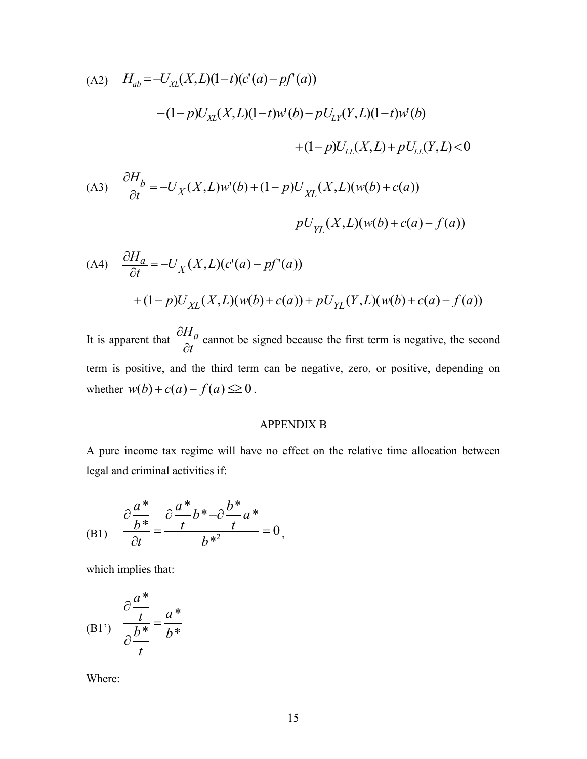(A2) $H_{ab} = -U_{XL}(X,L)(1-t)(c'(a) - pf'(a))$

$$- (1-p)U_{XL}(X,L)(1-t)w'(b) - pU_{LY}(Y,L)(1-t)w'(b)$$

$$+ (1-p)U_{LL}(X,L) + pU_{LL}(Y,L) < 0$$

(A3) $\dfrac{\partial H_b}{\partial t} = -U_X(X,L)w'(b) + (1-p)U_{XL}(X,L)(w(b) + c(a))$

$$pU_{YL}(X,L)(w(b) + c(a) - f(a))$$

(A4) $\dfrac{\partial H_a}{\partial t} = -U_X(X,L)(c'(a) - pf'(a))$

$$+ (1-p)U_{XL}(X,L)(w(b) + c(a)) + pU_{YL}(Y,L)(w(b) + c(a) - f(a))$$

It is apparent that $\dfrac{\partial H_a}{\partial t}$ cannot be signed because the first term is negative, the second term is positive, and the third term can be negative, zero, or positive, depending on whether $w(b) + c(a) - f(a) \lesseqgtr 0$.

## APPENDIX B

A pure income tax regime will have no effect on the relative time allocation between legal and criminal activities if:

(B1) $$\frac{\partial \dfrac{a^*}{b^*}}{\partial t} = \frac{\partial \dfrac{a^*}{t} b^* - \partial \dfrac{b^*}{t} a^*}{b^{*2}} = 0,$$

which implies that:

(B1') $$\frac{\partial \dfrac{a^*}{t}}{\partial \dfrac{b^*}{t}} = \frac{a^*}{b^*}$$

Where: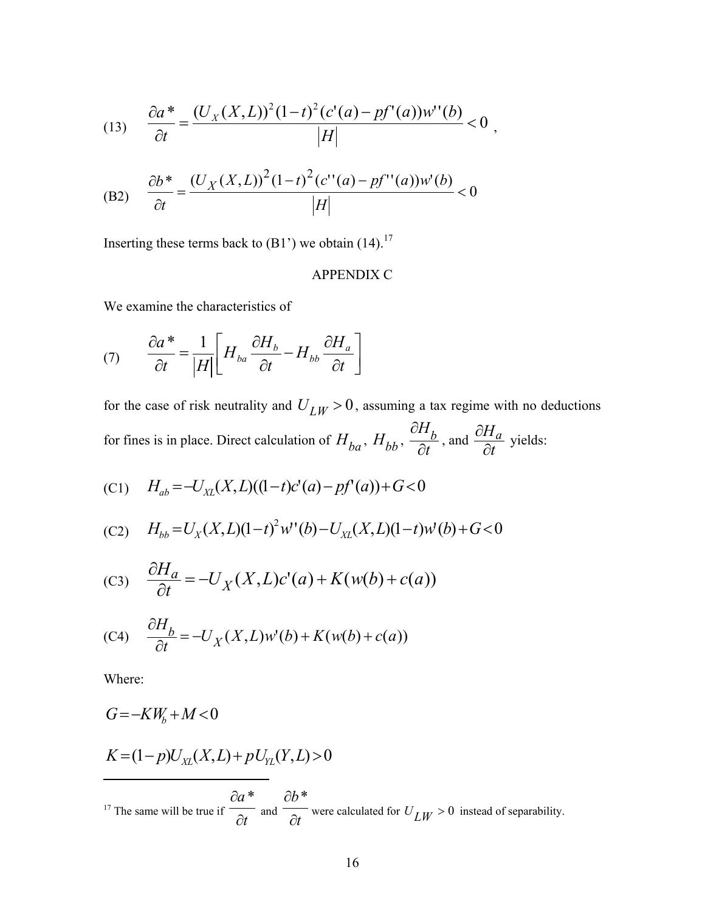(13) $$\frac{\partial a^*}{\partial t} = \frac{(U_X(X,L))^2(1-t)^2(c'(a)-pf'(a))w''(b)}{|H|} < 0 ,$$

(B2) $$\frac{\partial b^*}{\partial t} = \frac{(U_X(X,L))^2(1-t)^2(c''(a)-pf''(a))w'(b)}{|H|} < 0$$

Inserting these terms back to (B1') we obtain (14).[17]

APPENDIX C

We examine the characteristics of

(7) $$\frac{\partial a^*}{\partial t} = \frac{1}{|H|}\left[H_{ba}\frac{\partial H_b}{\partial t} - H_{bb}\frac{\partial H_a}{\partial t}\right]$$

for the case of risk neutrality and $U_{LW} > 0$, assuming a tax regime with no deductions for fines is in place. Direct calculation of $H_{ba}$, $H_{bb}$, $\frac{\partial H_b}{\partial t}$, and $\frac{\partial H_a}{\partial t}$ yields:

(C1) $$H_{ab} = -U_{XL}(X,L)((1-t)c'(a)-pf'(a)) + G < 0$$

(C2) $$H_{bb} = U_X(X,L)(1-t)^2 w''(b) - U_{XL}(X,L)(1-t)w'(b) + G < 0$$

(C3) $$\frac{\partial H_a}{\partial t} = -U_X(X,L)c'(a) + K(w(b)+c(a))$$

(C4) $$\frac{\partial H_b}{\partial t} = -U_X(X,L)w'(b) + K(w(b)+c(a))$$

Where:

$$G = -KW_b + M < 0$$

$$K = (1-p)U_{XL}(X,L) + pU_{YL}(Y,L) > 0$$

---

[17] The same will be true if $\frac{\partial a^*}{\partial t}$ and $\frac{\partial b^*}{\partial t}$ were calculated for $U_{LW} > 0$ instead of separability.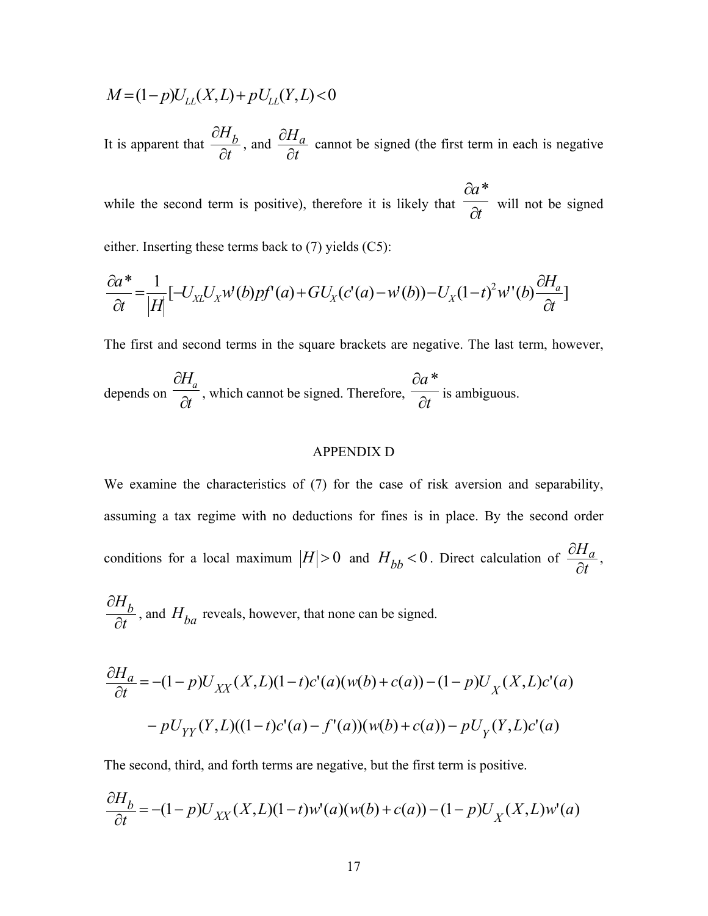$$M = (1-p)U_{LL}(X,L) + pU_{LL}(Y,L) < 0$$

It is apparent that $\frac{\partial H_b}{\partial t}$, and $\frac{\partial H_a}{\partial t}$ cannot be signed (the first term in each is negative while the second term is positive), therefore it is likely that $\frac{\partial a^*}{\partial t}$ will not be signed either. Inserting these terms back to (7) yields (C5):

$$\frac{\partial a^*}{\partial t} = \frac{1}{|H|}[-U_{XL}U_X w'(b)pf'(a) + GU_X(c'(a) - w'(b)) - U_X(1-t)^2 w''(b)\frac{\partial H_a}{\partial t}]$$

The first and second terms in the square brackets are negative. The last term, however, depends on $\frac{\partial H_a}{\partial t}$, which cannot be signed. Therefore, $\frac{\partial a^*}{\partial t}$ is ambiguous.

## APPENDIX D

We examine the characteristics of (7) for the case of risk aversion and separability, assuming a tax regime with no deductions for fines is in place. By the second order conditions for a local maximum $|H| > 0$ and $H_{bb} < 0$. Direct calculation of $\frac{\partial H_a}{\partial t}$, $\frac{\partial H_b}{\partial t}$, and $H_{ba}$ reveals, however, that none can be signed.

$$\frac{\partial H_a}{\partial t} = -(1-p)U_{XX}(X,L)(1-t)c'(a)(w(b)+c(a)) - (1-p)U_X(X,L)c'(a)$$
$$- pU_{YY}(Y,L)((1-t)c'(a) - f'(a))(w(b)+c(a)) - pU_Y(Y,L)c'(a)$$

The second, third, and forth terms are negative, but the first term is positive.

$$\frac{\partial H_b}{\partial t} = -(1-p)U_{XX}(X,L)(1-t)w'(a)(w(b)+c(a)) - (1-p)U_X(X,L)w'(a)$$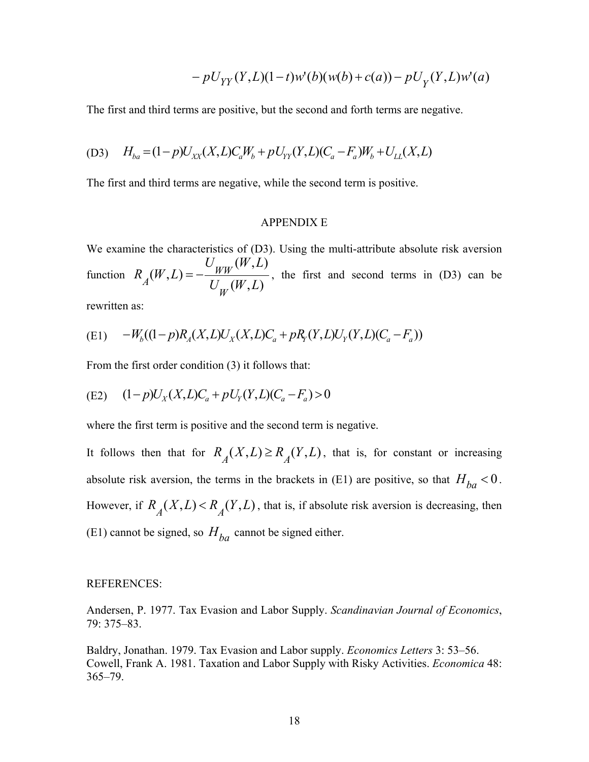$$- pU_{YY}(Y,L)(1-t)w'(b)(w(b)+c(a)) - pU_Y(Y,L)w'(a)$$

The first and third terms are positive, but the second and forth terms are negative.

(D3) $\quad H_{ba} = (1-p)U_{XX}(X,L)C_a W_b + pU_{YY}(Y,L)(C_a - F_a)W_b + U_{LL}(X,L)$

The first and third terms are negative, while the second term is positive.

## APPENDIX E

We examine the characteristics of (D3). Using the multi-attribute absolute risk aversion function $R_A(W,L) = -\dfrac{U_{WW}(W,L)}{U_W(W,L)}$, the first and second terms in (D3) can be rewritten as:

(E1) $\quad -W_b((1-p)R_A(X,L)U_X(X,L)C_a + pR_Y(Y,L)U_Y(Y,L)(C_a - F_a))$

From the first order condition (3) it follows that:

(E2) $\quad (1-p)U_X(X,L)C_a + pU_Y(Y,L)(C_a - F_a) > 0$

where the first term is positive and the second term is negative.

It follows then that for $R_A(X,L) \geq R_A(Y,L)$, that is, for constant or increasing absolute risk aversion, the terms in the brackets in (E1) are positive, so that $H_{ba} < 0$. However, if $R_A(X,L) < R_A(Y,L)$, that is, if absolute risk aversion is decreasing, then (E1) cannot be signed, so $H_{ba}$ cannot be signed either.

## REFERENCES:

Andersen, P. 1977. Tax Evasion and Labor Supply. *Scandinavian Journal of Economics*, 79: 375–83.

Baldry, Jonathan. 1979. Tax Evasion and Labor supply. *Economics Letters* 3: 53–56.

Cowell, Frank A. 1981. Taxation and Labor Supply with Risky Activities. *Economica* 48: 365–79.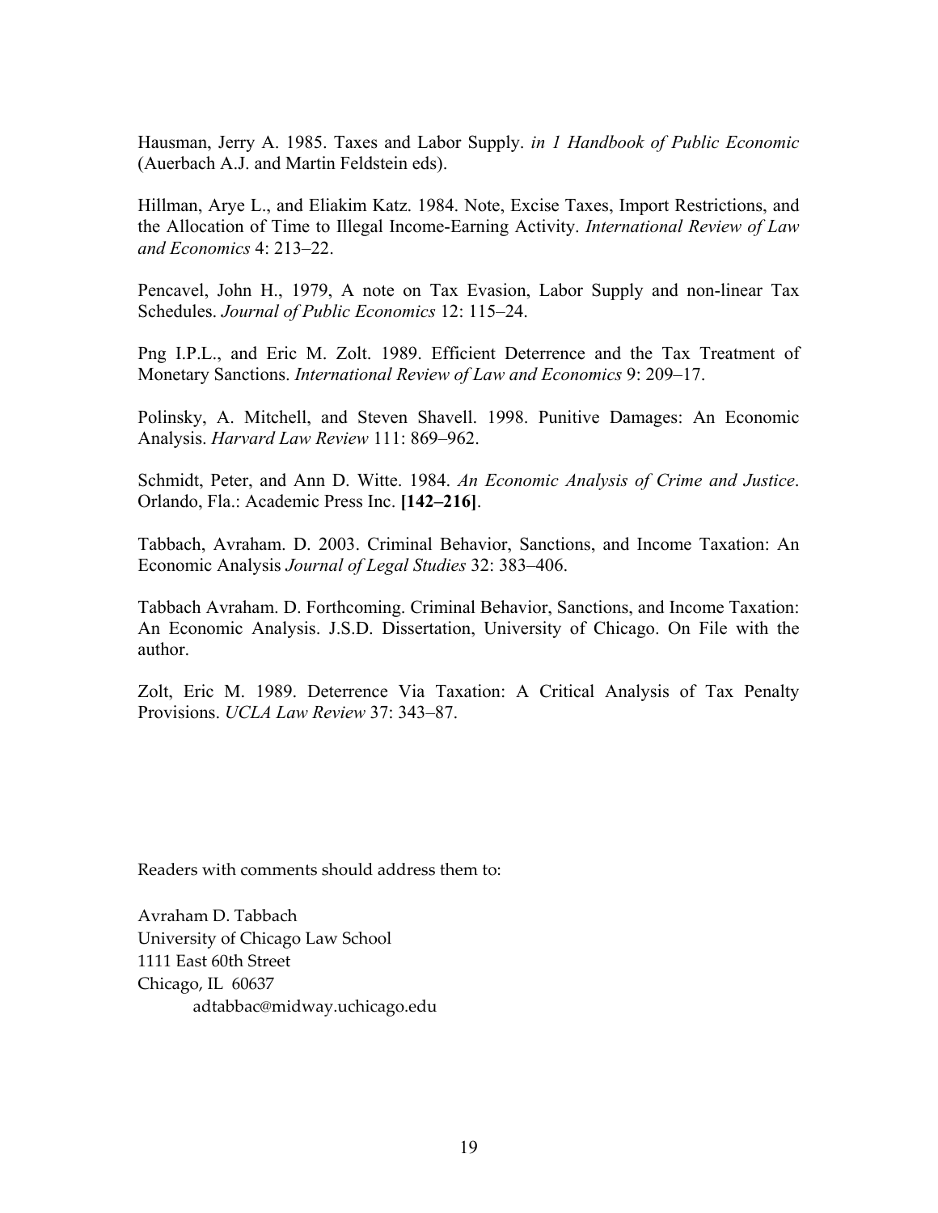Hausman, Jerry A. 1985. Taxes and Labor Supply. *in 1 Handbook of Public Economic* (Auerbach A.J. and Martin Feldstein eds).

Hillman, Arye L., and Eliakim Katz. 1984. Note, Excise Taxes, Import Restrictions, and the Allocation of Time to Illegal Income-Earning Activity. *International Review of Law and Economics* 4: 213–22.

Pencavel, John H., 1979, A note on Tax Evasion, Labor Supply and non-linear Tax Schedules. *Journal of Public Economics* 12: 115–24.

Png I.P.L., and Eric M. Zolt. 1989. Efficient Deterrence and the Tax Treatment of Monetary Sanctions. *International Review of Law and Economics* 9: 209–17.

Polinsky, A. Mitchell, and Steven Shavell. 1998. Punitive Damages: An Economic Analysis. *Harvard Law Review* 111: 869–962.

Schmidt, Peter, and Ann D. Witte. 1984. *An Economic Analysis of Crime and Justice*. Orlando, Fla.: Academic Press Inc. **[142–216]**.

Tabbach, Avraham. D. 2003. Criminal Behavior, Sanctions, and Income Taxation: An Economic Analysis *Journal of Legal Studies* 32: 383–406.

Tabbach Avraham. D. Forthcoming. Criminal Behavior, Sanctions, and Income Taxation: An Economic Analysis. J.S.D. Dissertation, University of Chicago. On File with the author.

Zolt, Eric M. 1989. Deterrence Via Taxation: A Critical Analysis of Tax Penalty Provisions. *UCLA Law Review* 37: 343–87.

Readers with comments should address them to:

Avraham D. Tabbach
University of Chicago Law School
1111 East 60th Street
Chicago, IL 60637
adtabbac@midway.uchicago.edu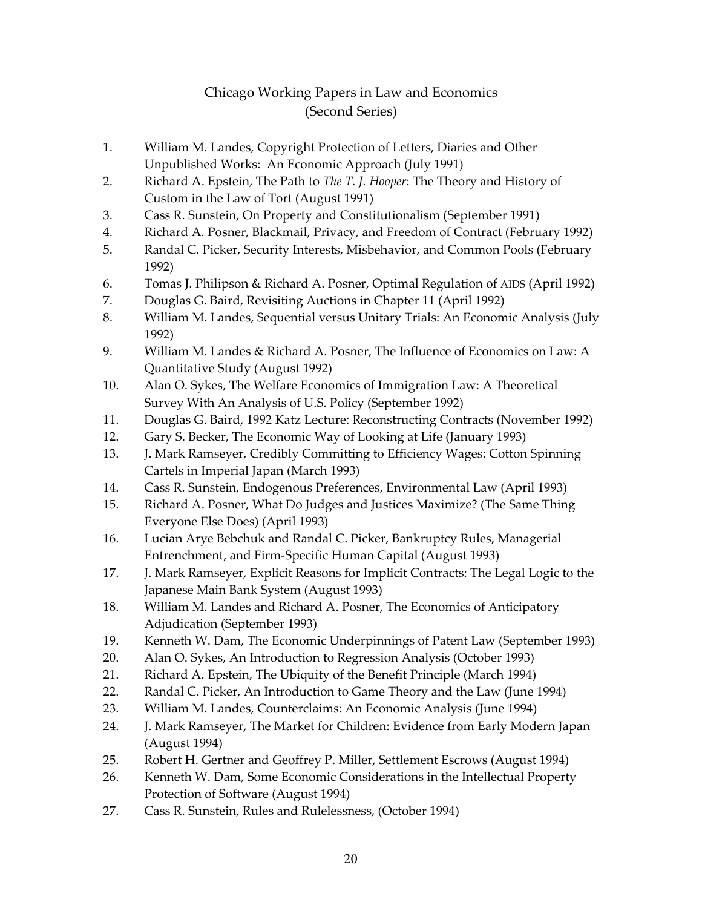# Chicago Working Papers in Law and Economics
## (Second Series)

1. William M. Landes, Copyright Protection of Letters, Diaries and Other Unpublished Works: An Economic Approach (July 1991)
2. Richard A. Epstein, The Path to *The T. J. Hooper*: The Theory and History of Custom in the Law of Tort (August 1991)
3. Cass R. Sunstein, On Property and Constitutionalism (September 1991)
4. Richard A. Posner, Blackmail, Privacy, and Freedom of Contract (February 1992)
5. Randal C. Picker, Security Interests, Misbehavior, and Common Pools (February 1992)
6. Tomas J. Philipson & Richard A. Posner, Optimal Regulation of AIDS (April 1992)
7. Douglas G. Baird, Revisiting Auctions in Chapter 11 (April 1992)
8. William M. Landes, Sequential versus Unitary Trials: An Economic Analysis (July 1992)
9. William M. Landes & Richard A. Posner, The Influence of Economics on Law: A Quantitative Study (August 1992)
10. Alan O. Sykes, The Welfare Economics of Immigration Law: A Theoretical Survey With An Analysis of U.S. Policy (September 1992)
11. Douglas G. Baird, 1992 Katz Lecture: Reconstructing Contracts (November 1992)
12. Gary S. Becker, The Economic Way of Looking at Life (January 1993)
13. J. Mark Ramseyer, Credibly Committing to Efficiency Wages: Cotton Spinning Cartels in Imperial Japan (March 1993)
14. Cass R. Sunstein, Endogenous Preferences, Environmental Law (April 1993)
15. Richard A. Posner, What Do Judges and Justices Maximize? (The Same Thing Everyone Else Does) (April 1993)
16. Lucian Arye Bebchuk and Randal C. Picker, Bankruptcy Rules, Managerial Entrenchment, and Firm-Specific Human Capital (August 1993)
17. J. Mark Ramseyer, Explicit Reasons for Implicit Contracts: The Legal Logic to the Japanese Main Bank System (August 1993)
18. William M. Landes and Richard A. Posner, The Economics of Anticipatory Adjudication (September 1993)
19. Kenneth W. Dam, The Economic Underpinnings of Patent Law (September 1993)
20. Alan O. Sykes, An Introduction to Regression Analysis (October 1993)
21. Richard A. Epstein, The Ubiquity of the Benefit Principle (March 1994)
22. Randal C. Picker, An Introduction to Game Theory and the Law (June 1994)
23. William M. Landes, Counterclaims: An Economic Analysis (June 1994)
24. J. Mark Ramseyer, The Market for Children: Evidence from Early Modern Japan (August 1994)
25. Robert H. Gertner and Geoffrey P. Miller, Settlement Escrows (August 1994)
26. Kenneth W. Dam, Some Economic Considerations in the Intellectual Property Protection of Software (August 1994)
27. Cass R. Sunstein, Rules and Rulelessness, (October 1994)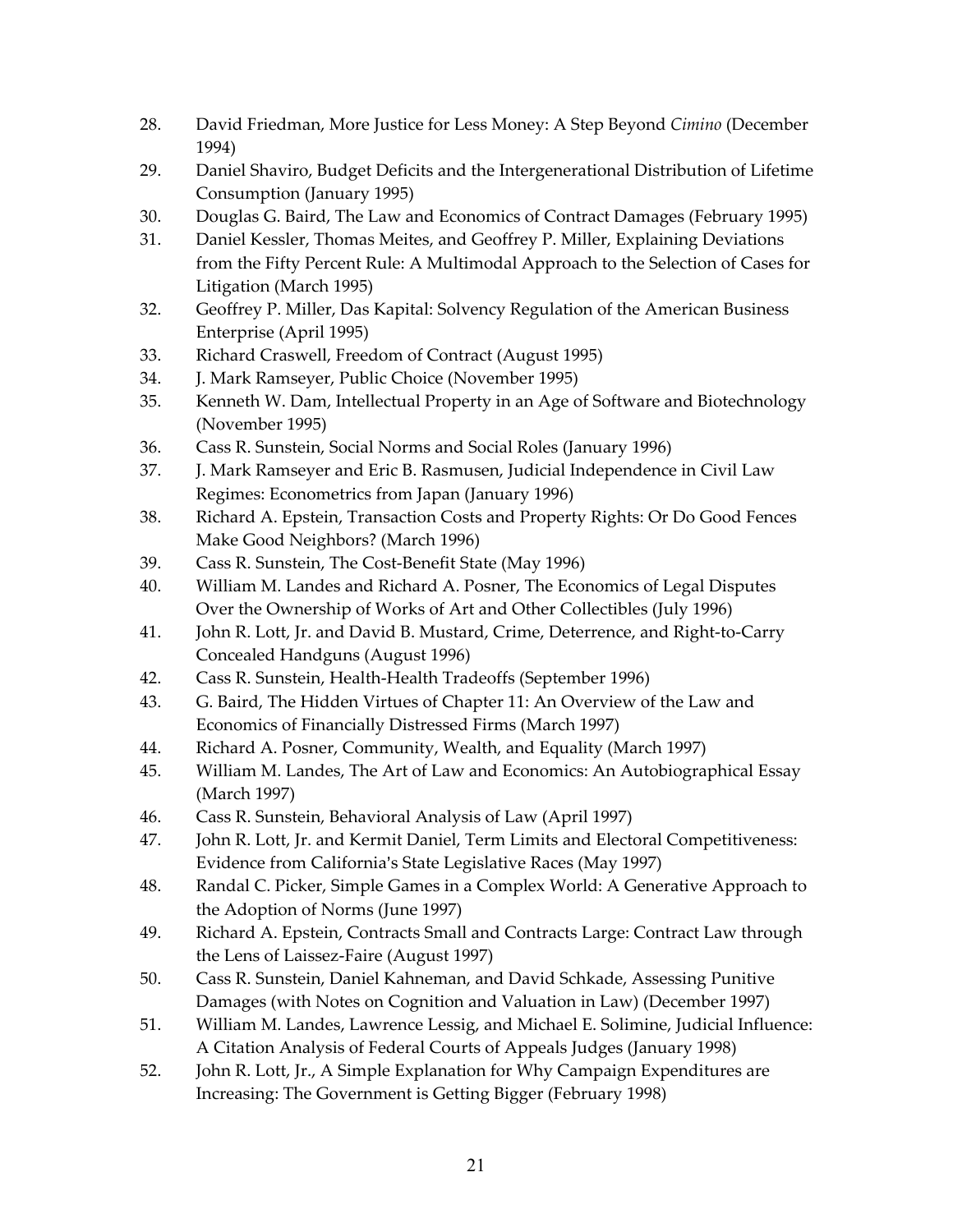28. David Friedman, More Justice for Less Money: A Step Beyond *Cimino* (December 1994)
29. Daniel Shaviro, Budget Deficits and the Intergenerational Distribution of Lifetime Consumption (January 1995)
30. Douglas G. Baird, The Law and Economics of Contract Damages (February 1995)
31. Daniel Kessler, Thomas Meites, and Geoffrey P. Miller, Explaining Deviations from the Fifty Percent Rule: A Multimodal Approach to the Selection of Cases for Litigation (March 1995)
32. Geoffrey P. Miller, Das Kapital: Solvency Regulation of the American Business Enterprise (April 1995)
33. Richard Craswell, Freedom of Contract (August 1995)
34. J. Mark Ramseyer, Public Choice (November 1995)
35. Kenneth W. Dam, Intellectual Property in an Age of Software and Biotechnology (November 1995)
36. Cass R. Sunstein, Social Norms and Social Roles (January 1996)
37. J. Mark Ramseyer and Eric B. Rasmusen, Judicial Independence in Civil Law Regimes: Econometrics from Japan (January 1996)
38. Richard A. Epstein, Transaction Costs and Property Rights: Or Do Good Fences Make Good Neighbors? (March 1996)
39. Cass R. Sunstein, The Cost-Benefit State (May 1996)
40. William M. Landes and Richard A. Posner, The Economics of Legal Disputes Over the Ownership of Works of Art and Other Collectibles (July 1996)
41. John R. Lott, Jr. and David B. Mustard, Crime, Deterrence, and Right-to-Carry Concealed Handguns (August 1996)
42. Cass R. Sunstein, Health-Health Tradeoffs (September 1996)
43. G. Baird, The Hidden Virtues of Chapter 11: An Overview of the Law and Economics of Financially Distressed Firms (March 1997)
44. Richard A. Posner, Community, Wealth, and Equality (March 1997)
45. William M. Landes, The Art of Law and Economics: An Autobiographical Essay (March 1997)
46. Cass R. Sunstein, Behavioral Analysis of Law (April 1997)
47. John R. Lott, Jr. and Kermit Daniel, Term Limits and Electoral Competitiveness: Evidence from California's State Legislative Races (May 1997)
48. Randal C. Picker, Simple Games in a Complex World: A Generative Approach to the Adoption of Norms (June 1997)
49. Richard A. Epstein, Contracts Small and Contracts Large: Contract Law through the Lens of Laissez-Faire (August 1997)
50. Cass R. Sunstein, Daniel Kahneman, and David Schkade, Assessing Punitive Damages (with Notes on Cognition and Valuation in Law) (December 1997)
51. William M. Landes, Lawrence Lessig, and Michael E. Solimine, Judicial Influence: A Citation Analysis of Federal Courts of Appeals Judges (January 1998)
52. John R. Lott, Jr., A Simple Explanation for Why Campaign Expenditures are Increasing: The Government is Getting Bigger (February 1998)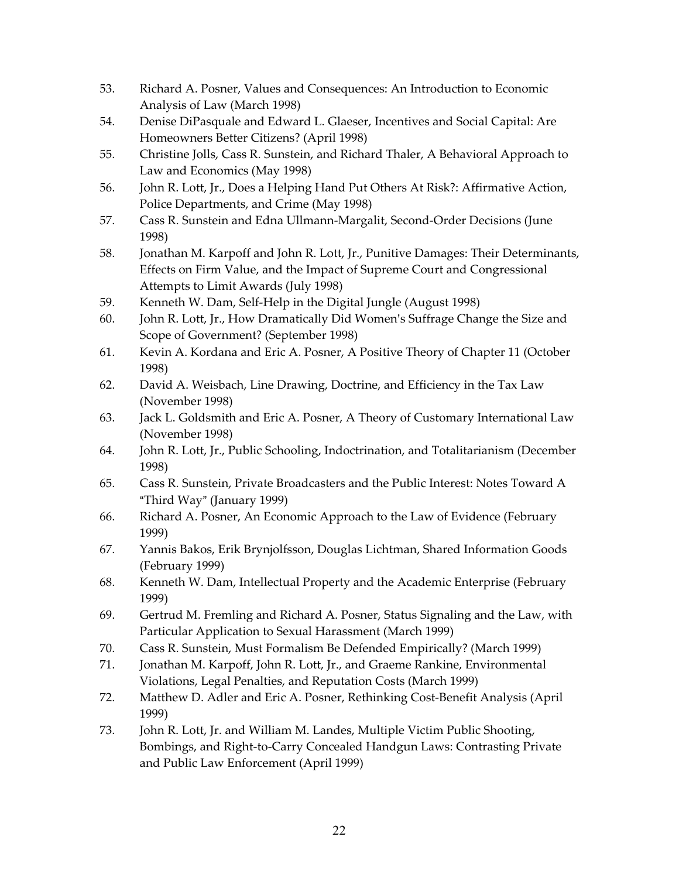53. Richard A. Posner, Values and Consequences: An Introduction to Economic Analysis of Law (March 1998)
54. Denise DiPasquale and Edward L. Glaeser, Incentives and Social Capital: Are Homeowners Better Citizens? (April 1998)
55. Christine Jolls, Cass R. Sunstein, and Richard Thaler, A Behavioral Approach to Law and Economics (May 1998)
56. John R. Lott, Jr., Does a Helping Hand Put Others At Risk?: Affirmative Action, Police Departments, and Crime (May 1998)
57. Cass R. Sunstein and Edna Ullmann-Margalit, Second-Order Decisions (June 1998)
58. Jonathan M. Karpoff and John R. Lott, Jr., Punitive Damages: Their Determinants, Effects on Firm Value, and the Impact of Supreme Court and Congressional Attempts to Limit Awards (July 1998)
59. Kenneth W. Dam, Self-Help in the Digital Jungle (August 1998)
60. John R. Lott, Jr., How Dramatically Did Women's Suffrage Change the Size and Scope of Government? (September 1998)
61. Kevin A. Kordana and Eric A. Posner, A Positive Theory of Chapter 11 (October 1998)
62. David A. Weisbach, Line Drawing, Doctrine, and Efficiency in the Tax Law (November 1998)
63. Jack L. Goldsmith and Eric A. Posner, A Theory of Customary International Law (November 1998)
64. John R. Lott, Jr., Public Schooling, Indoctrination, and Totalitarianism (December 1998)
65. Cass R. Sunstein, Private Broadcasters and the Public Interest: Notes Toward A "Third Way" (January 1999)
66. Richard A. Posner, An Economic Approach to the Law of Evidence (February 1999)
67. Yannis Bakos, Erik Brynjolfsson, Douglas Lichtman, Shared Information Goods (February 1999)
68. Kenneth W. Dam, Intellectual Property and the Academic Enterprise (February 1999)
69. Gertrud M. Fremling and Richard A. Posner, Status Signaling and the Law, with Particular Application to Sexual Harassment (March 1999)
70. Cass R. Sunstein, Must Formalism Be Defended Empirically? (March 1999)
71. Jonathan M. Karpoff, John R. Lott, Jr., and Graeme Rankine, Environmental Violations, Legal Penalties, and Reputation Costs (March 1999)
72. Matthew D. Adler and Eric A. Posner, Rethinking Cost-Benefit Analysis (April 1999)
73. John R. Lott, Jr. and William M. Landes, Multiple Victim Public Shooting, Bombings, and Right-to-Carry Concealed Handgun Laws: Contrasting Private and Public Law Enforcement (April 1999)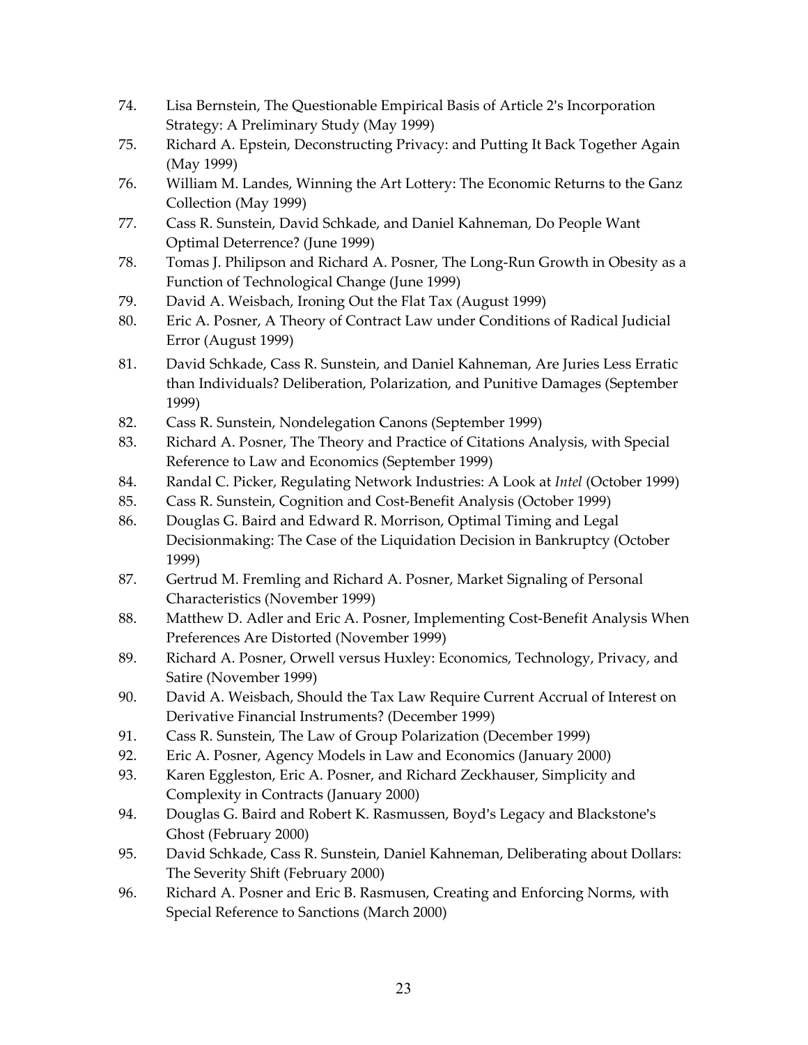74. Lisa Bernstein, The Questionable Empirical Basis of Article 2's Incorporation Strategy: A Preliminary Study (May 1999)
75. Richard A. Epstein, Deconstructing Privacy: and Putting It Back Together Again (May 1999)
76. William M. Landes, Winning the Art Lottery: The Economic Returns to the Ganz Collection (May 1999)
77. Cass R. Sunstein, David Schkade, and Daniel Kahneman, Do People Want Optimal Deterrence? (June 1999)
78. Tomas J. Philipson and Richard A. Posner, The Long-Run Growth in Obesity as a Function of Technological Change (June 1999)
79. David A. Weisbach, Ironing Out the Flat Tax (August 1999)
80. Eric A. Posner, A Theory of Contract Law under Conditions of Radical Judicial Error (August 1999)
81. David Schkade, Cass R. Sunstein, and Daniel Kahneman, Are Juries Less Erratic than Individuals? Deliberation, Polarization, and Punitive Damages (September 1999)
82. Cass R. Sunstein, Nondelegation Canons (September 1999)
83. Richard A. Posner, The Theory and Practice of Citations Analysis, with Special Reference to Law and Economics (September 1999)
84. Randal C. Picker, Regulating Network Industries: A Look at *Intel* (October 1999)
85. Cass R. Sunstein, Cognition and Cost-Benefit Analysis (October 1999)
86. Douglas G. Baird and Edward R. Morrison, Optimal Timing and Legal Decisionmaking: The Case of the Liquidation Decision in Bankruptcy (October 1999)
87. Gertrud M. Fremling and Richard A. Posner, Market Signaling of Personal Characteristics (November 1999)
88. Matthew D. Adler and Eric A. Posner, Implementing Cost-Benefit Analysis When Preferences Are Distorted (November 1999)
89. Richard A. Posner, Orwell versus Huxley: Economics, Technology, Privacy, and Satire (November 1999)
90. David A. Weisbach, Should the Tax Law Require Current Accrual of Interest on Derivative Financial Instruments? (December 1999)
91. Cass R. Sunstein, The Law of Group Polarization (December 1999)
92. Eric A. Posner, Agency Models in Law and Economics (January 2000)
93. Karen Eggleston, Eric A. Posner, and Richard Zeckhauser, Simplicity and Complexity in Contracts (January 2000)
94. Douglas G. Baird and Robert K. Rasmussen, Boyd's Legacy and Blackstone's Ghost (February 2000)
95. David Schkade, Cass R. Sunstein, Daniel Kahneman, Deliberating about Dollars: The Severity Shift (February 2000)
96. Richard A. Posner and Eric B. Rasmusen, Creating and Enforcing Norms, with Special Reference to Sanctions (March 2000)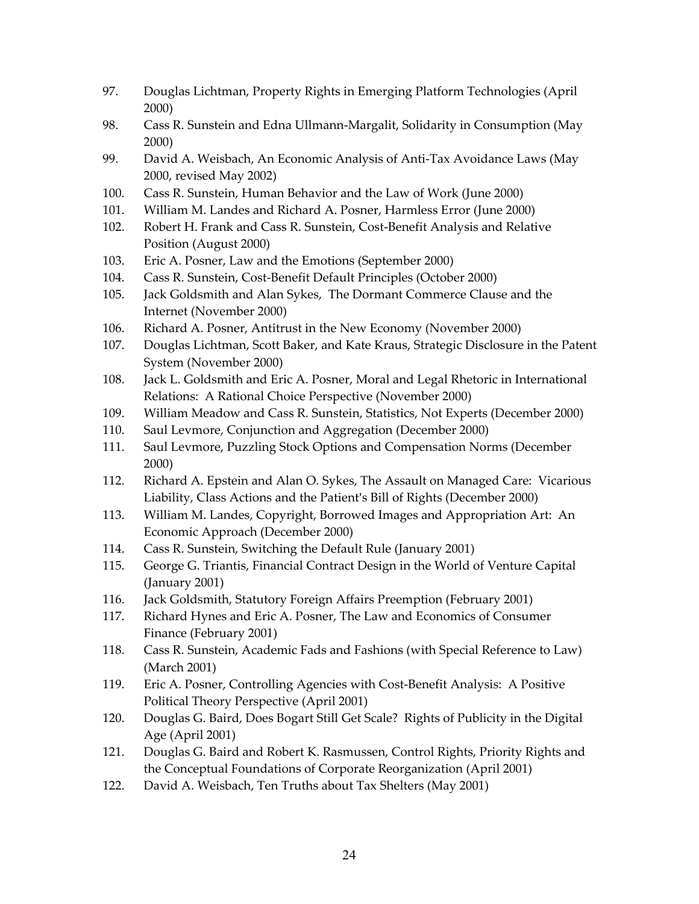97. Douglas Lichtman, Property Rights in Emerging Platform Technologies (April 2000)
98. Cass R. Sunstein and Edna Ullmann-Margalit, Solidarity in Consumption (May 2000)
99. David A. Weisbach, An Economic Analysis of Anti-Tax Avoidance Laws (May 2000, revised May 2002)
100. Cass R. Sunstein, Human Behavior and the Law of Work (June 2000)
101. William M. Landes and Richard A. Posner, Harmless Error (June 2000)
102. Robert H. Frank and Cass R. Sunstein, Cost-Benefit Analysis and Relative Position (August 2000)
103. Eric A. Posner, Law and the Emotions (September 2000)
104. Cass R. Sunstein, Cost-Benefit Default Principles (October 2000)
105. Jack Goldsmith and Alan Sykes, The Dormant Commerce Clause and the Internet (November 2000)
106. Richard A. Posner, Antitrust in the New Economy (November 2000)
107. Douglas Lichtman, Scott Baker, and Kate Kraus, Strategic Disclosure in the Patent System (November 2000)
108. Jack L. Goldsmith and Eric A. Posner, Moral and Legal Rhetoric in International Relations: A Rational Choice Perspective (November 2000)
109. William Meadow and Cass R. Sunstein, Statistics, Not Experts (December 2000)
110. Saul Levmore, Conjunction and Aggregation (December 2000)
111. Saul Levmore, Puzzling Stock Options and Compensation Norms (December 2000)
112. Richard A. Epstein and Alan O. Sykes, The Assault on Managed Care: Vicarious Liability, Class Actions and the Patient's Bill of Rights (December 2000)
113. William M. Landes, Copyright, Borrowed Images and Appropriation Art: An Economic Approach (December 2000)
114. Cass R. Sunstein, Switching the Default Rule (January 2001)
115. George G. Triantis, Financial Contract Design in the World of Venture Capital (January 2001)
116. Jack Goldsmith, Statutory Foreign Affairs Preemption (February 2001)
117. Richard Hynes and Eric A. Posner, The Law and Economics of Consumer Finance (February 2001)
118. Cass R. Sunstein, Academic Fads and Fashions (with Special Reference to Law) (March 2001)
119. Eric A. Posner, Controlling Agencies with Cost-Benefit Analysis: A Positive Political Theory Perspective (April 2001)
120. Douglas G. Baird, Does Bogart Still Get Scale? Rights of Publicity in the Digital Age (April 2001)
121. Douglas G. Baird and Robert K. Rasmussen, Control Rights, Priority Rights and the Conceptual Foundations of Corporate Reorganization (April 2001)
122. David A. Weisbach, Ten Truths about Tax Shelters (May 2001)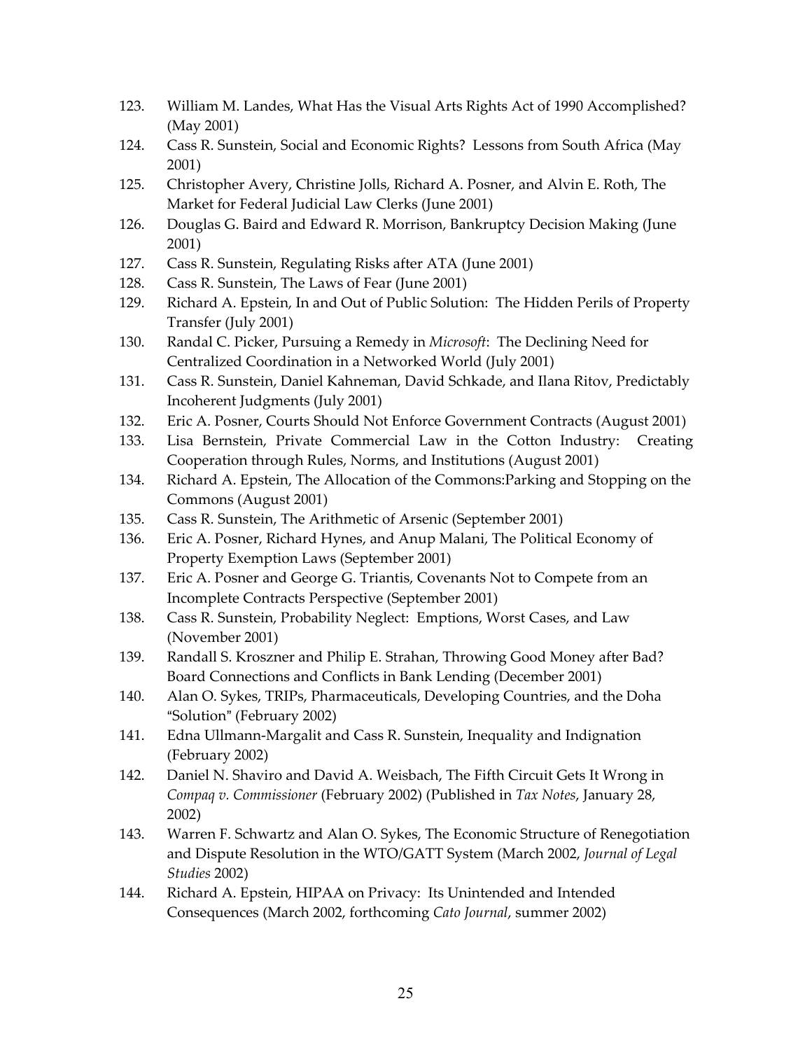123. William M. Landes, What Has the Visual Arts Rights Act of 1990 Accomplished? (May 2001)
124. Cass R. Sunstein, Social and Economic Rights? Lessons from South Africa (May 2001)
125. Christopher Avery, Christine Jolls, Richard A. Posner, and Alvin E. Roth, The Market for Federal Judicial Law Clerks (June 2001)
126. Douglas G. Baird and Edward R. Morrison, Bankruptcy Decision Making (June 2001)
127. Cass R. Sunstein, Regulating Risks after ATA (June 2001)
128. Cass R. Sunstein, The Laws of Fear (June 2001)
129. Richard A. Epstein, In and Out of Public Solution: The Hidden Perils of Property Transfer (July 2001)
130. Randal C. Picker, Pursuing a Remedy in *Microsoft*: The Declining Need for Centralized Coordination in a Networked World (July 2001)
131. Cass R. Sunstein, Daniel Kahneman, David Schkade, and Ilana Ritov, Predictably Incoherent Judgments (July 2001)
132. Eric A. Posner, Courts Should Not Enforce Government Contracts (August 2001)
133. Lisa Bernstein, Private Commercial Law in the Cotton Industry: Creating Cooperation through Rules, Norms, and Institutions (August 2001)
134. Richard A. Epstein, The Allocation of the Commons:Parking and Stopping on the Commons (August 2001)
135. Cass R. Sunstein, The Arithmetic of Arsenic (September 2001)
136. Eric A. Posner, Richard Hynes, and Anup Malani, The Political Economy of Property Exemption Laws (September 2001)
137. Eric A. Posner and George G. Triantis, Covenants Not to Compete from an Incomplete Contracts Perspective (September 2001)
138. Cass R. Sunstein, Probability Neglect: Emptions, Worst Cases, and Law (November 2001)
139. Randall S. Kroszner and Philip E. Strahan, Throwing Good Money after Bad? Board Connections and Conflicts in Bank Lending (December 2001)
140. Alan O. Sykes, TRIPs, Pharmaceuticals, Developing Countries, and the Doha "Solution" (February 2002)
141. Edna Ullmann-Margalit and Cass R. Sunstein, Inequality and Indignation (February 2002)
142. Daniel N. Shaviro and David A. Weisbach, The Fifth Circuit Gets It Wrong in *Compaq v. Commissioner* (February 2002) (Published in *Tax Notes*, January 28, 2002)
143. Warren F. Schwartz and Alan O. Sykes, The Economic Structure of Renegotiation and Dispute Resolution in the WTO/GATT System (March 2002, *Journal of Legal Studies* 2002)
144. Richard A. Epstein, HIPAA on Privacy: Its Unintended and Intended Consequences (March 2002, forthcoming *Cato Journal*, summer 2002)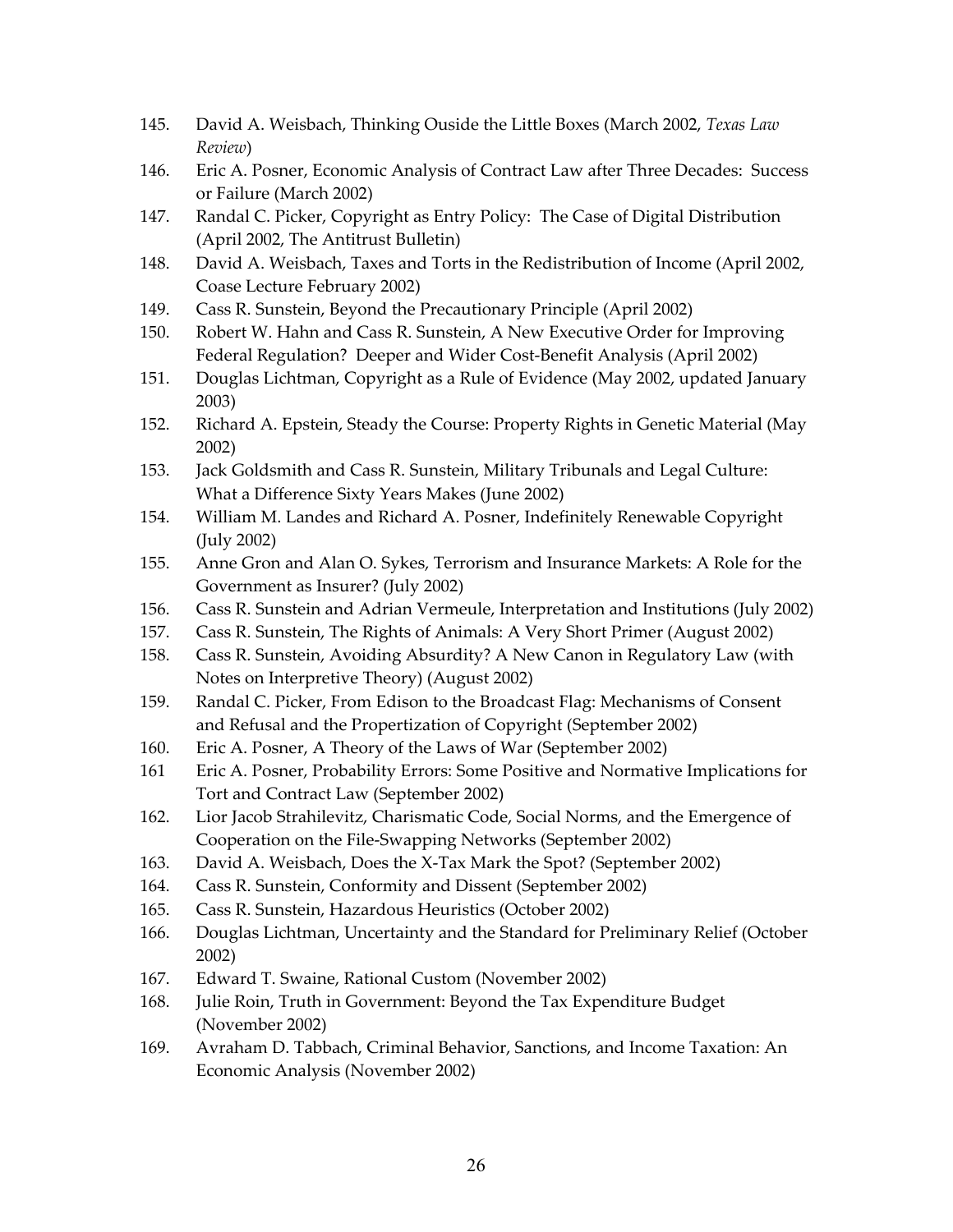145. David A. Weisbach, Thinking Ouside the Little Boxes (March 2002, *Texas Law Review*)
146. Eric A. Posner, Economic Analysis of Contract Law after Three Decades: Success or Failure (March 2002)
147. Randal C. Picker, Copyright as Entry Policy: The Case of Digital Distribution (April 2002, The Antitrust Bulletin)
148. David A. Weisbach, Taxes and Torts in the Redistribution of Income (April 2002, Coase Lecture February 2002)
149. Cass R. Sunstein, Beyond the Precautionary Principle (April 2002)
150. Robert W. Hahn and Cass R. Sunstein, A New Executive Order for Improving Federal Regulation? Deeper and Wider Cost-Benefit Analysis (April 2002)
151. Douglas Lichtman, Copyright as a Rule of Evidence (May 2002, updated January 2003)
152. Richard A. Epstein, Steady the Course: Property Rights in Genetic Material (May 2002)
153. Jack Goldsmith and Cass R. Sunstein, Military Tribunals and Legal Culture: What a Difference Sixty Years Makes (June 2002)
154. William M. Landes and Richard A. Posner, Indefinitely Renewable Copyright (July 2002)
155. Anne Gron and Alan O. Sykes, Terrorism and Insurance Markets: A Role for the Government as Insurer? (July 2002)
156. Cass R. Sunstein and Adrian Vermeule, Interpretation and Institutions (July 2002)
157. Cass R. Sunstein, The Rights of Animals: A Very Short Primer (August 2002)
158. Cass R. Sunstein, Avoiding Absurdity? A New Canon in Regulatory Law (with Notes on Interpretive Theory) (August 2002)
159. Randal C. Picker, From Edison to the Broadcast Flag: Mechanisms of Consent and Refusal and the Propertization of Copyright (September 2002)
160. Eric A. Posner, A Theory of the Laws of War (September 2002)
161 Eric A. Posner, Probability Errors: Some Positive and Normative Implications for Tort and Contract Law (September 2002)
162. Lior Jacob Strahilevitz, Charismatic Code, Social Norms, and the Emergence of Cooperation on the File-Swapping Networks (September 2002)
163. David A. Weisbach, Does the X-Tax Mark the Spot? (September 2002)
164. Cass R. Sunstein, Conformity and Dissent (September 2002)
165. Cass R. Sunstein, Hazardous Heuristics (October 2002)
166. Douglas Lichtman, Uncertainty and the Standard for Preliminary Relief (October 2002)
167. Edward T. Swaine, Rational Custom (November 2002)
168. Julie Roin, Truth in Government: Beyond the Tax Expenditure Budget (November 2002)
169. Avraham D. Tabbach, Criminal Behavior, Sanctions, and Income Taxation: An Economic Analysis (November 2002)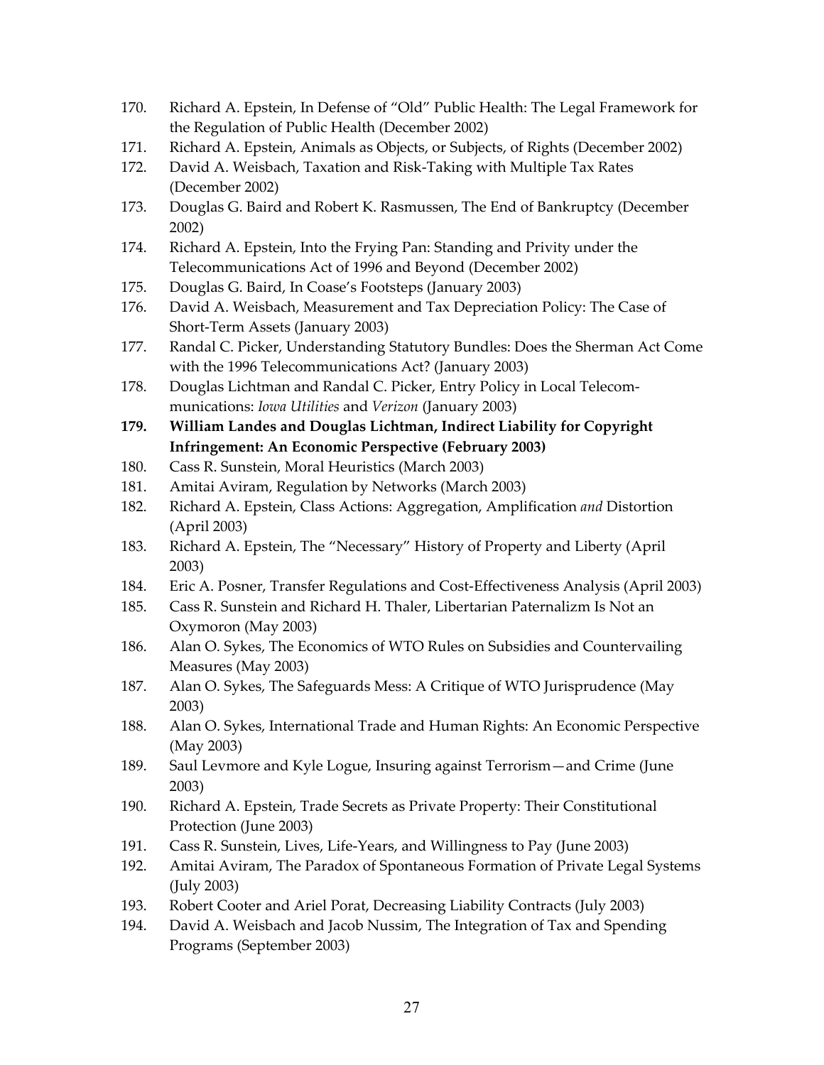170. Richard A. Epstein, In Defense of "Old" Public Health: The Legal Framework for the Regulation of Public Health (December 2002)
171. Richard A. Epstein, Animals as Objects, or Subjects, of Rights (December 2002)
172. David A. Weisbach, Taxation and Risk-Taking with Multiple Tax Rates (December 2002)
173. Douglas G. Baird and Robert K. Rasmussen, The End of Bankruptcy (December 2002)
174. Richard A. Epstein, Into the Frying Pan: Standing and Privity under the Telecommunications Act of 1996 and Beyond (December 2002)
175. Douglas G. Baird, In Coase's Footsteps (January 2003)
176. David A. Weisbach, Measurement and Tax Depreciation Policy: The Case of Short-Term Assets (January 2003)
177. Randal C. Picker, Understanding Statutory Bundles: Does the Sherman Act Come with the 1996 Telecommunications Act? (January 2003)
178. Douglas Lichtman and Randal C. Picker, Entry Policy in Local Telecommunications: *Iowa Utilities* and *Verizon* (January 2003)
179. **William Landes and Douglas Lichtman, Indirect Liability for Copyright Infringement: An Economic Perspective (February 2003)**
180. Cass R. Sunstein, Moral Heuristics (March 2003)
181. Amitai Aviram, Regulation by Networks (March 2003)
182. Richard A. Epstein, Class Actions: Aggregation, Amplification *and* Distortion (April 2003)
183. Richard A. Epstein, The "Necessary" History of Property and Liberty (April 2003)
184. Eric A. Posner, Transfer Regulations and Cost-Effectiveness Analysis (April 2003)
185. Cass R. Sunstein and Richard H. Thaler, Libertarian Paternalizm Is Not an Oxymoron (May 2003)
186. Alan O. Sykes, The Economics of WTO Rules on Subsidies and Countervailing Measures (May 2003)
187. Alan O. Sykes, The Safeguards Mess: A Critique of WTO Jurisprudence (May 2003)
188. Alan O. Sykes, International Trade and Human Rights: An Economic Perspective (May 2003)
189. Saul Levmore and Kyle Logue, Insuring against Terrorism—and Crime (June 2003)
190. Richard A. Epstein, Trade Secrets as Private Property: Their Constitutional Protection (June 2003)
191. Cass R. Sunstein, Lives, Life-Years, and Willingness to Pay (June 2003)
192. Amitai Aviram, The Paradox of Spontaneous Formation of Private Legal Systems (July 2003)
193. Robert Cooter and Ariel Porat, Decreasing Liability Contracts (July 2003)
194. David A. Weisbach and Jacob Nussim, The Integration of Tax and Spending Programs (September 2003)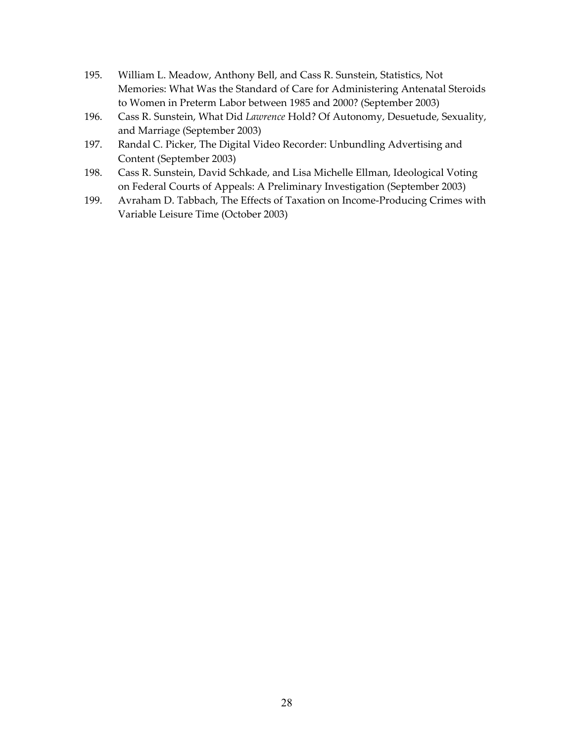195. William L. Meadow, Anthony Bell, and Cass R. Sunstein, Statistics, Not Memories: What Was the Standard of Care for Administering Antenatal Steroids to Women in Preterm Labor between 1985 and 2000? (September 2003)
196. Cass R. Sunstein, What Did *Lawrence* Hold? Of Autonomy, Desuetude, Sexuality, and Marriage (September 2003)
197. Randal C. Picker, The Digital Video Recorder: Unbundling Advertising and Content (September 2003)
198. Cass R. Sunstein, David Schkade, and Lisa Michelle Ellman, Ideological Voting on Federal Courts of Appeals: A Preliminary Investigation (September 2003)
199. Avraham D. Tabbach, The Effects of Taxation on Income-Producing Crimes with Variable Leisure Time (October 2003)